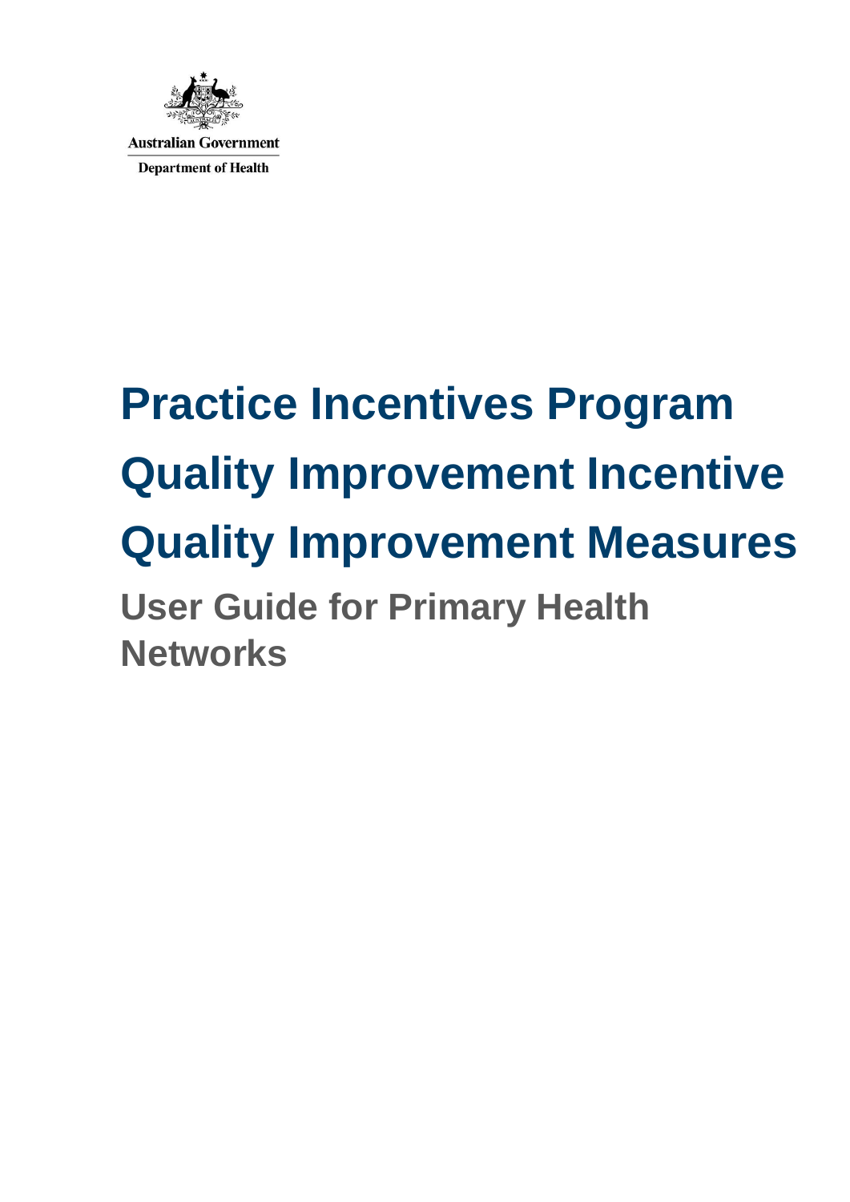Australian Government

Department of Health

# Practice Incentives Program

# Quality Improvement Incentive

# Quality Improvement Measures

## User Guide for Primary Health Networks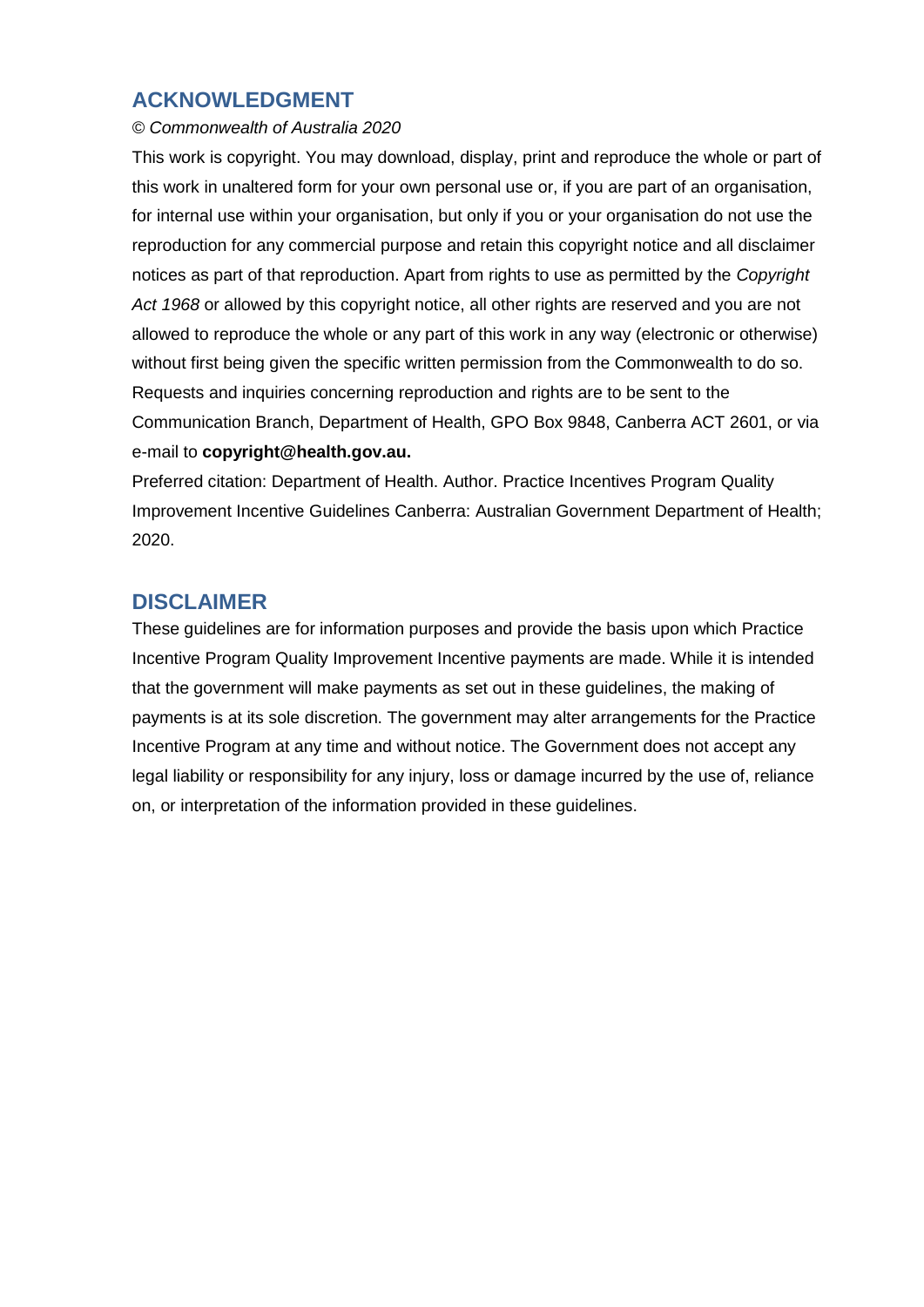## ACKNOWLEDGMENT

*© Commonwealth of Australia 2020*

This work is copyright. You may download, display, print and reproduce the whole or part of this work in unaltered form for your own personal use or, if you are part of an organisation, for internal use within your organisation, but only if you or your organisation do not use the reproduction for any commercial purpose and retain this copyright notice and all disclaimer notices as part of that reproduction. Apart from rights to use as permitted by the *Copyright Act 1968* or allowed by this copyright notice, all other rights are reserved and you are not allowed to reproduce the whole or any part of this work in any way (electronic or otherwise) without first being given the specific written permission from the Commonwealth to do so. Requests and inquiries concerning reproduction and rights are to be sent to the Communication Branch, Department of Health, GPO Box 9848, Canberra ACT 2601, or via e-mail to **copyright@health.gov.au.**

Preferred citation: Department of Health. Author. Practice Incentives Program Quality Improvement Incentive Guidelines Canberra: Australian Government Department of Health; 2020.

## DISCLAIMER

These guidelines are for information purposes and provide the basis upon which Practice Incentive Program Quality Improvement Incentive payments are made. While it is intended that the government will make payments as set out in these guidelines, the making of payments is at its sole discretion. The government may alter arrangements for the Practice Incentive Program at any time and without notice. The Government does not accept any legal liability or responsibility for any injury, loss or damage incurred by the use of, reliance on, or interpretation of the information provided in these guidelines.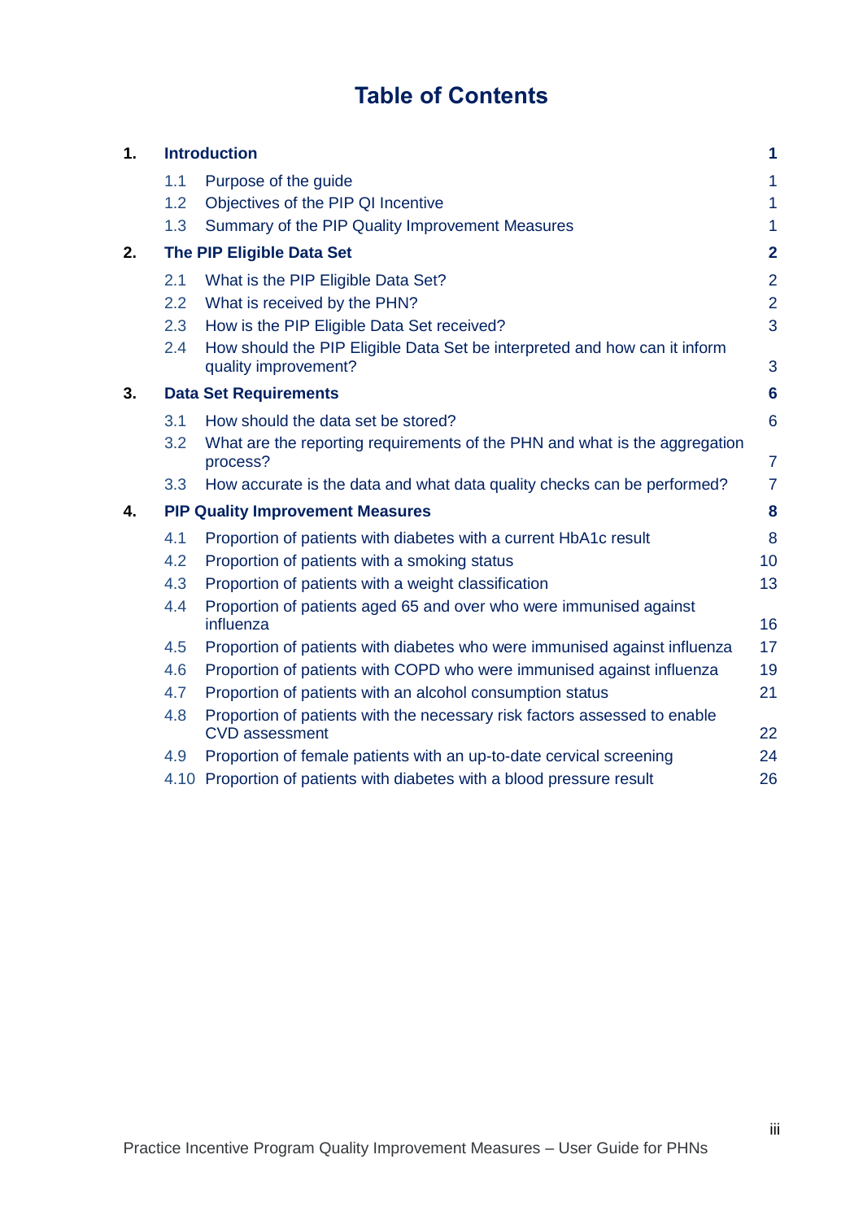# Table of Contents

| | | |
|---|---|---|
| **1.** | **Introduction** | **1** |
| 1.1 | Purpose of the guide | 1 |
| 1.2 | Objectives of the PIP QI Incentive | 1 |
| 1.3 | Summary of the PIP Quality Improvement Measures | 1 |
| **2.** | **The PIP Eligible Data Set** | **2** |
| 2.1 | What is the PIP Eligible Data Set? | 2 |
| 2.2 | What is received by the PHN? | 2 |
| 2.3 | How is the PIP Eligible Data Set received? | 3 |
| 2.4 | How should the PIP Eligible Data Set be interpreted and how can it inform quality improvement? | 3 |
| **3.** | **Data Set Requirements** | **6** |
| 3.1 | How should the data set be stored? | 6 |
| 3.2 | What are the reporting requirements of the PHN and what is the aggregation process? | 7 |
| 3.3 | How accurate is the data and what data quality checks can be performed? | 7 |
| **4.** | **PIP Quality Improvement Measures** | **8** |
| 4.1 | Proportion of patients with diabetes with a current HbA1c result | 8 |
| 4.2 | Proportion of patients with a smoking status | 10 |
| 4.3 | Proportion of patients with a weight classification | 13 |
| 4.4 | Proportion of patients aged 65 and over who were immunised against influenza | 16 |
| 4.5 | Proportion of patients with diabetes who were immunised against influenza | 17 |
| 4.6 | Proportion of patients with COPD who were immunised against influenza | 19 |
| 4.7 | Proportion of patients with an alcohol consumption status | 21 |
| 4.8 | Proportion of patients with the necessary risk factors assessed to enable CVD assessment | 22 |
| 4.9 | Proportion of female patients with an up-to-date cervical screening | 24 |
| 4.10 | Proportion of patients with diabetes with a blood pressure result | 26 |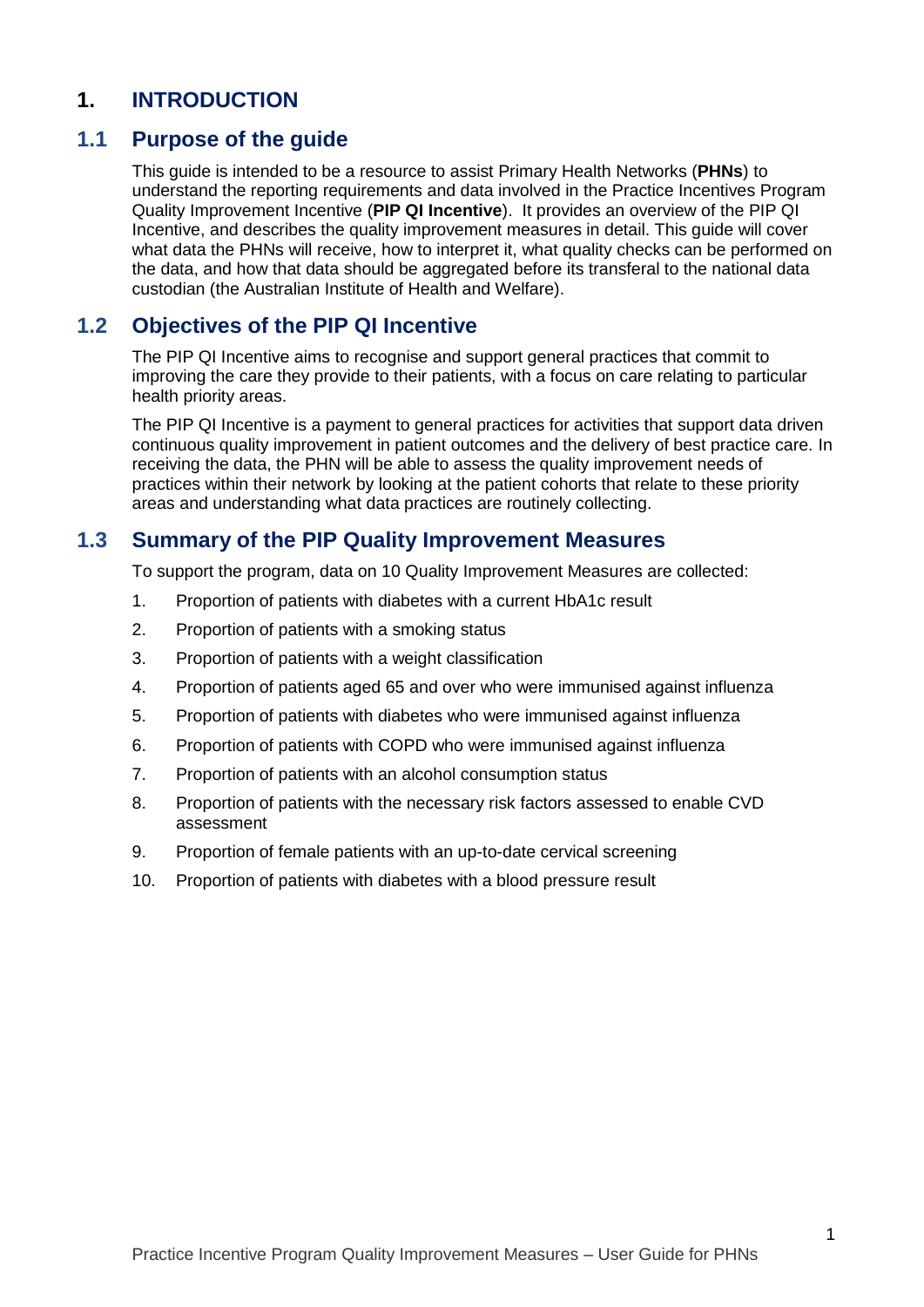# 1. INTRODUCTION

## 1.1 Purpose of the guide

This guide is intended to be a resource to assist Primary Health Networks (**PHNs**) to understand the reporting requirements and data involved in the Practice Incentives Program Quality Improvement Incentive (**PIP QI Incentive**). It provides an overview of the PIP QI Incentive, and describes the quality improvement measures in detail. This guide will cover what data the PHNs will receive, how to interpret it, what quality checks can be performed on the data, and how that data should be aggregated before its transferal to the national data custodian (the Australian Institute of Health and Welfare).

## 1.2 Objectives of the PIP QI Incentive

The PIP QI Incentive aims to recognise and support general practices that commit to improving the care they provide to their patients, with a focus on care relating to particular health priority areas.

The PIP QI Incentive is a payment to general practices for activities that support data driven continuous quality improvement in patient outcomes and the delivery of best practice care. In receiving the data, the PHN will be able to assess the quality improvement needs of practices within their network by looking at the patient cohorts that relate to these priority areas and understanding what data practices are routinely collecting.

## 1.3 Summary of the PIP Quality Improvement Measures

To support the program, data on 10 Quality Improvement Measures are collected:

1. Proportion of patients with diabetes with a current HbA1c result
2. Proportion of patients with a smoking status
3. Proportion of patients with a weight classification
4. Proportion of patients aged 65 and over who were immunised against influenza
5. Proportion of patients with diabetes who were immunised against influenza
6. Proportion of patients with COPD who were immunised against influenza
7. Proportion of patients with an alcohol consumption status
8. Proportion of patients with the necessary risk factors assessed to enable CVD assessment
9. Proportion of female patients with an up-to-date cervical screening
10. Proportion of patients with diabetes with a blood pressure result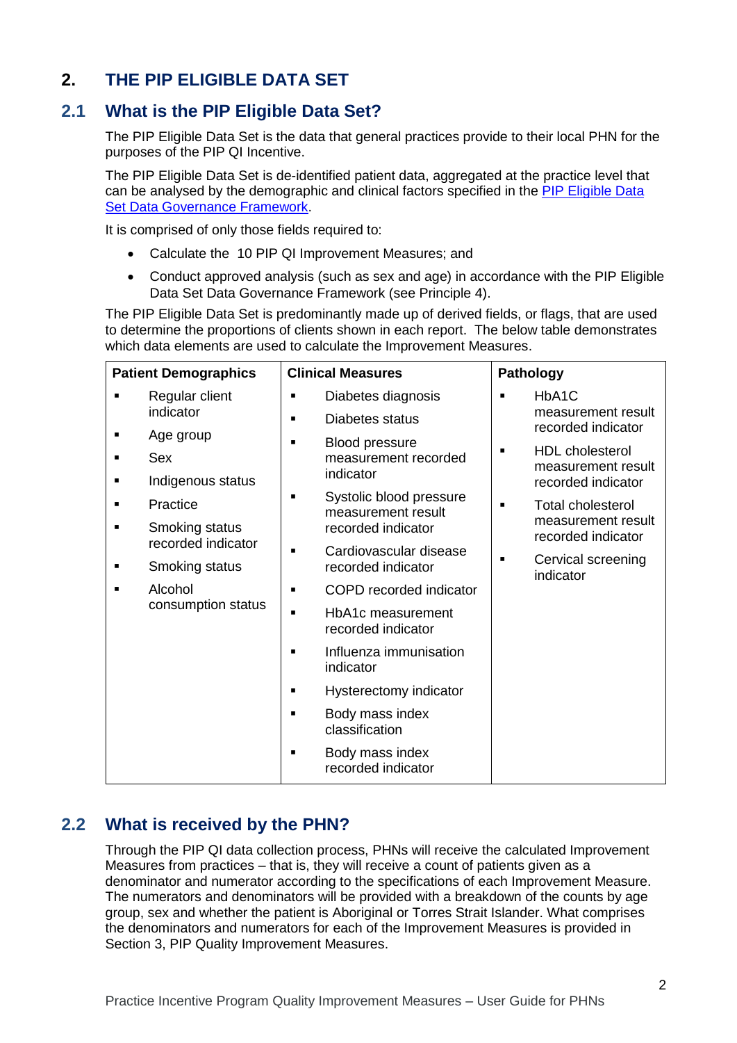# 2. THE PIP ELIGIBLE DATA SET

## 2.1 What is the PIP Eligible Data Set?

The PIP Eligible Data Set is the data that general practices provide to their local PHN for the purposes of the PIP QI Incentive.

The PIP Eligible Data Set is de-identified patient data, aggregated at the practice level that can be analysed by the demographic and clinical factors specified in the [PIP Eligible Data Set Data Governance Framework](PIP Eligible Data Set Data Governance Framework).

It is comprised of only those fields required to:

- Calculate the 10 PIP QI Improvement Measures; and
- Conduct approved analysis (such as sex and age) in accordance with the PIP Eligible Data Set Data Governance Framework (see Principle 4).

The PIP Eligible Data Set is predominantly made up of derived fields, or flags, that are used to determine the proportions of clients shown in each report. The below table demonstrates which data elements are used to calculate the Improvement Measures.

| Patient Demographics | Clinical Measures | Pathology |
|---|---|---|
| ▪ Regular client indicator<br>▪ Age group<br>▪ Sex<br>▪ Indigenous status<br>▪ Practice<br>▪ Smoking status recorded indicator<br>▪ Smoking status<br>▪ Alcohol consumption status | ▪ Diabetes diagnosis<br>▪ Diabetes status<br>▪ Blood pressure measurement recorded indicator<br>▪ Systolic blood pressure measurement result recorded indicator<br>▪ Cardiovascular disease recorded indicator<br>▪ COPD recorded indicator<br>▪ HbA1c measurement recorded indicator<br>▪ Influenza immunisation indicator<br>▪ Hysterectomy indicator<br>▪ Body mass index classification<br>▪ Body mass index recorded indicator | ▪ HbA1C measurement result recorded indicator<br>▪ HDL cholesterol measurement result recorded indicator<br>▪ Total cholesterol measurement result recorded indicator<br>▪ Cervical screening indicator |

## 2.2 What is received by the PHN?

Through the PIP QI data collection process, PHNs will receive the calculated Improvement Measures from practices – that is, they will receive a count of patients given as a denominator and numerator according to the specifications of each Improvement Measure. The numerators and denominators will be provided with a breakdown of the counts by age group, sex and whether the patient is Aboriginal or Torres Strait Islander. What comprises the denominators and numerators for each of the Improvement Measures is provided in Section 3, PIP Quality Improvement Measures.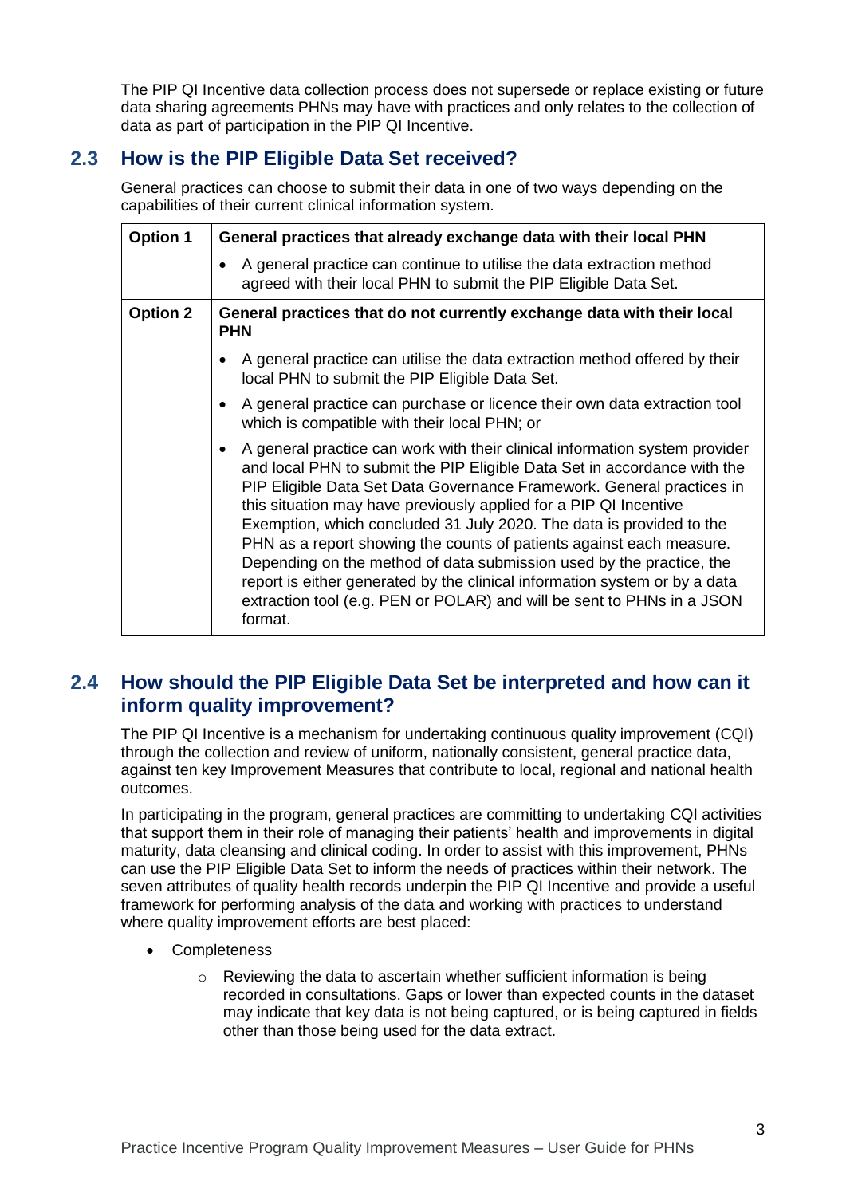The PIP QI Incentive data collection process does not supersede or replace existing or future data sharing agreements PHNs may have with practices and only relates to the collection of data as part of participation in the PIP QI Incentive.

## 2.3 How is the PIP Eligible Data Set received?

General practices can choose to submit their data in one of two ways depending on the capabilities of their current clinical information system.

| | |
|---|---|
| **Option 1** | **General practices that already exchange data with their local PHN**<br>• A general practice can continue to utilise the data extraction method agreed with their local PHN to submit the PIP Eligible Data Set. |
| **Option 2** | **General practices that do not currently exchange data with their local PHN**<br>• A general practice can utilise the data extraction method offered by their local PHN to submit the PIP Eligible Data Set.<br>• A general practice can purchase or licence their own data extraction tool which is compatible with their local PHN; or<br>• A general practice can work with their clinical information system provider and local PHN to submit the PIP Eligible Data Set in accordance with the PIP Eligible Data Set Data Governance Framework. General practices in this situation may have previously applied for a PIP QI Incentive Exemption, which concluded 31 July 2020. The data is provided to the PHN as a report showing the counts of patients against each measure. Depending on the method of data submission used by the practice, the report is either generated by the clinical information system or by a data extraction tool (e.g. PEN or POLAR) and will be sent to PHNs in a JSON format. |

## 2.4 How should the PIP Eligible Data Set be interpreted and how can it inform quality improvement?

The PIP QI Incentive is a mechanism for undertaking continuous quality improvement (CQI) through the collection and review of uniform, nationally consistent, general practice data, against ten key Improvement Measures that contribute to local, regional and national health outcomes.

In participating in the program, general practices are committing to undertaking CQI activities that support them in their role of managing their patients' health and improvements in digital maturity, data cleansing and clinical coding. In order to assist with this improvement, PHNs can use the PIP Eligible Data Set to inform the needs of practices within their network. The seven attributes of quality health records underpin the PIP QI Incentive and provide a useful framework for performing analysis of the data and working with practices to understand where quality improvement efforts are best placed:

- Completeness
    - Reviewing the data to ascertain whether sufficient information is being recorded in consultations. Gaps or lower than expected counts in the dataset may indicate that key data is not being captured, or is being captured in fields other than those being used for the data extract.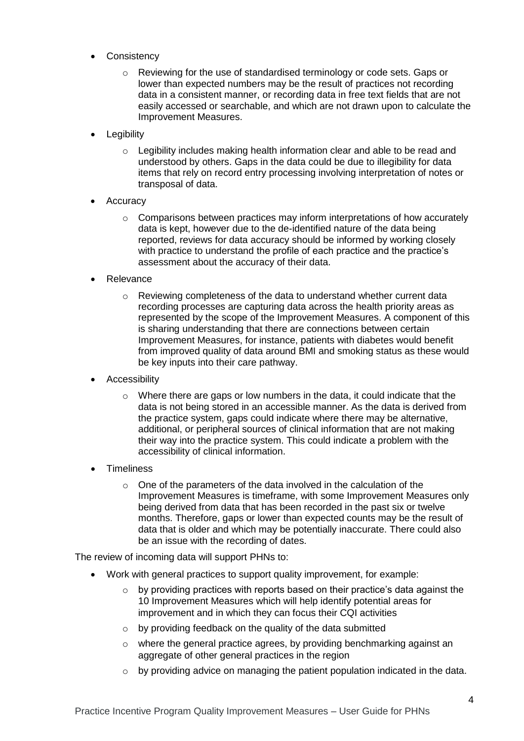- Consistency
    - Reviewing for the use of standardised terminology or code sets. Gaps or lower than expected numbers may be the result of practices not recording data in a consistent manner, or recording data in free text fields that are not easily accessed or searchable, and which are not drawn upon to calculate the Improvement Measures.
- Legibility
    - Legibility includes making health information clear and able to be read and understood by others. Gaps in the data could be due to illegibility for data items that rely on record entry processing involving interpretation of notes or transposal of data.
- Accuracy
    - Comparisons between practices may inform interpretations of how accurately data is kept, however due to the de-identified nature of the data being reported, reviews for data accuracy should be informed by working closely with practice to understand the profile of each practice and the practice's assessment about the accuracy of their data.
- Relevance
    - Reviewing completeness of the data to understand whether current data recording processes are capturing data across the health priority areas as represented by the scope of the Improvement Measures. A component of this is sharing understanding that there are connections between certain Improvement Measures, for instance, patients with diabetes would benefit from improved quality of data around BMI and smoking status as these would be key inputs into their care pathway.
- Accessibility
    - Where there are gaps or low numbers in the data, it could indicate that the data is not being stored in an accessible manner. As the data is derived from the practice system, gaps could indicate where there may be alternative, additional, or peripheral sources of clinical information that are not making their way into the practice system. This could indicate a problem with the accessibility of clinical information.
- Timeliness
    - One of the parameters of the data involved in the calculation of the Improvement Measures is timeframe, with some Improvement Measures only being derived from data that has been recorded in the past six or twelve months. Therefore, gaps or lower than expected counts may be the result of data that is older and which may be potentially inaccurate. There could also be an issue with the recording of dates.

The review of incoming data will support PHNs to:

- Work with general practices to support quality improvement, for example:
    - by providing practices with reports based on their practice's data against the 10 Improvement Measures which will help identify potential areas for improvement and in which they can focus their CQI activities
    - by providing feedback on the quality of the data submitted
    - where the general practice agrees, by providing benchmarking against an aggregate of other general practices in the region
    - by providing advice on managing the patient population indicated in the data.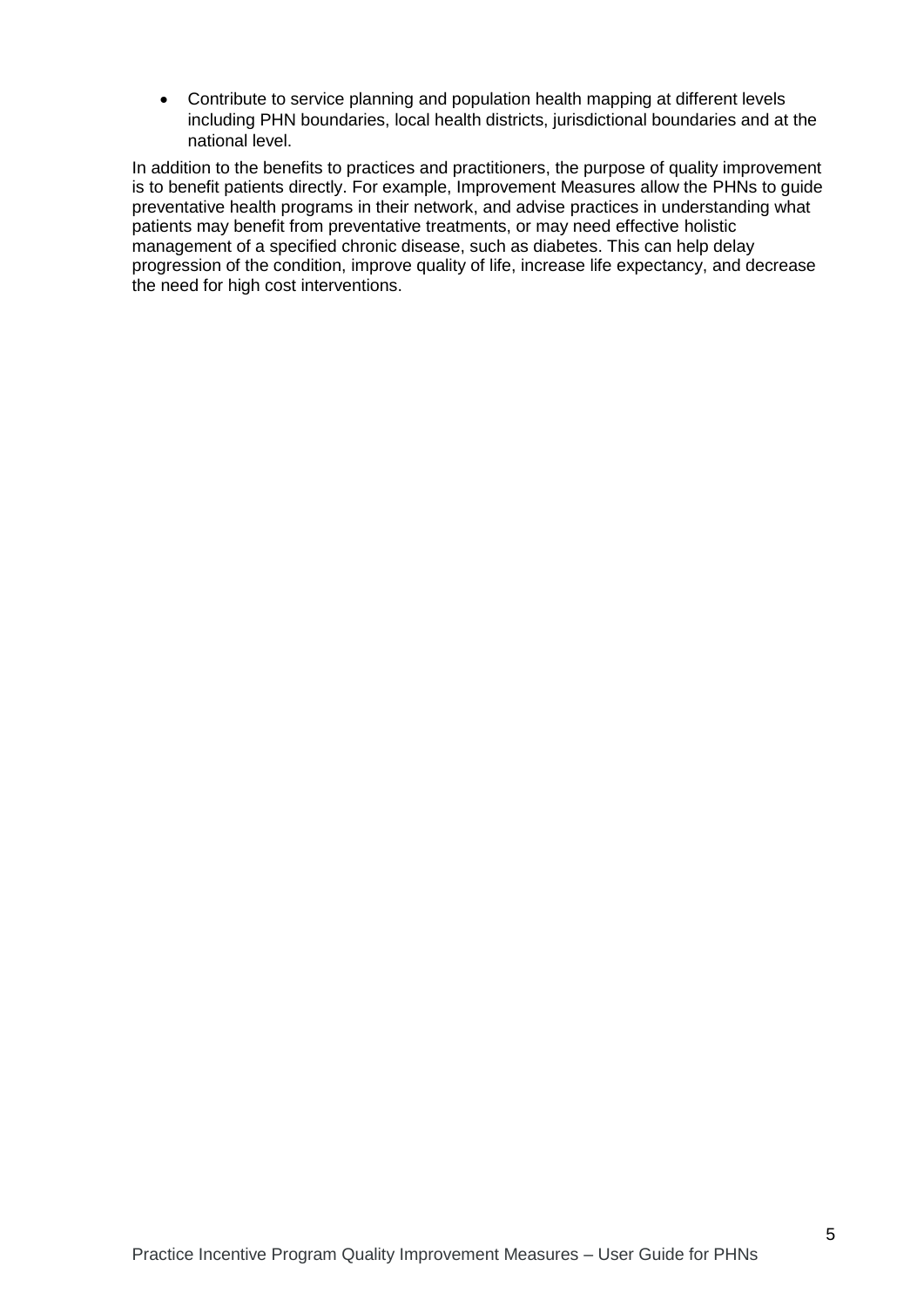- Contribute to service planning and population health mapping at different levels including PHN boundaries, local health districts, jurisdictional boundaries and at the national level.

In addition to the benefits to practices and practitioners, the purpose of quality improvement is to benefit patients directly. For example, Improvement Measures allow the PHNs to guide preventative health programs in their network, and advise practices in understanding what patients may benefit from preventative treatments, or may need effective holistic management of a specified chronic disease, such as diabetes. This can help delay progression of the condition, improve quality of life, increase life expectancy, and decrease the need for high cost interventions.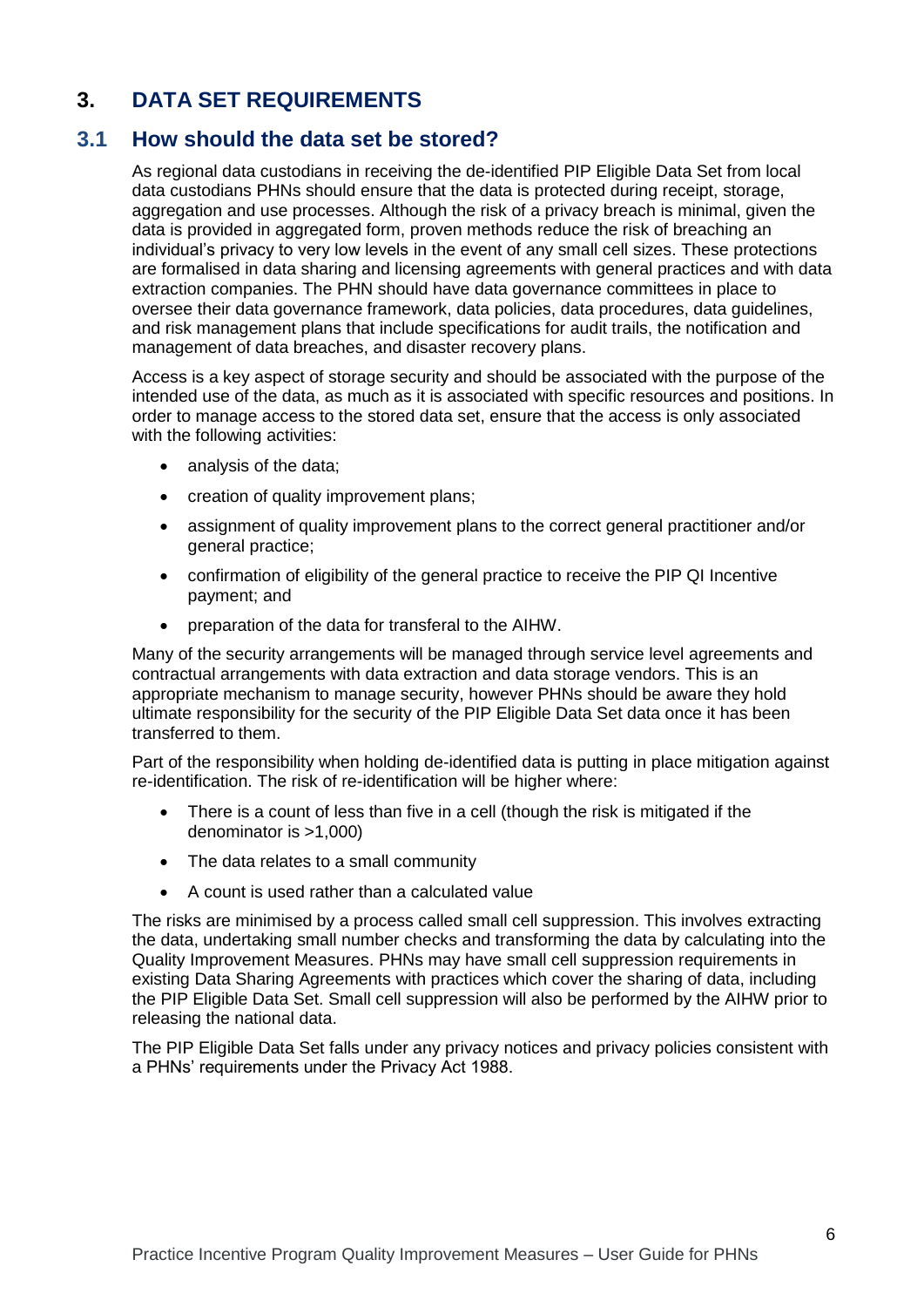# 3. DATA SET REQUIREMENTS

## 3.1 How should the data set be stored?

As regional data custodians in receiving the de-identified PIP Eligible Data Set from local data custodians PHNs should ensure that the data is protected during receipt, storage, aggregation and use processes. Although the risk of a privacy breach is minimal, given the data is provided in aggregated form, proven methods reduce the risk of breaching an individual's privacy to very low levels in the event of any small cell sizes. These protections are formalised in data sharing and licensing agreements with general practices and with data extraction companies. The PHN should have data governance committees in place to oversee their data governance framework, data policies, data procedures, data guidelines, and risk management plans that include specifications for audit trails, the notification and management of data breaches, and disaster recovery plans.

Access is a key aspect of storage security and should be associated with the purpose of the intended use of the data, as much as it is associated with specific resources and positions. In order to manage access to the stored data set, ensure that the access is only associated with the following activities:

- analysis of the data;
- creation of quality improvement plans;
- assignment of quality improvement plans to the correct general practitioner and/or general practice;
- confirmation of eligibility of the general practice to receive the PIP QI Incentive payment; and
- preparation of the data for transferal to the AIHW.

Many of the security arrangements will be managed through service level agreements and contractual arrangements with data extraction and data storage vendors. This is an appropriate mechanism to manage security, however PHNs should be aware they hold ultimate responsibility for the security of the PIP Eligible Data Set data once it has been transferred to them.

Part of the responsibility when holding de-identified data is putting in place mitigation against re-identification. The risk of re-identification will be higher where:

- There is a count of less than five in a cell (though the risk is mitigated if the denominator is >1,000)
- The data relates to a small community
- A count is used rather than a calculated value

The risks are minimised by a process called small cell suppression. This involves extracting the data, undertaking small number checks and transforming the data by calculating into the Quality Improvement Measures. PHNs may have small cell suppression requirements in existing Data Sharing Agreements with practices which cover the sharing of data, including the PIP Eligible Data Set. Small cell suppression will also be performed by the AIHW prior to releasing the national data.

The PIP Eligible Data Set falls under any privacy notices and privacy policies consistent with a PHNs' requirements under the Privacy Act 1988.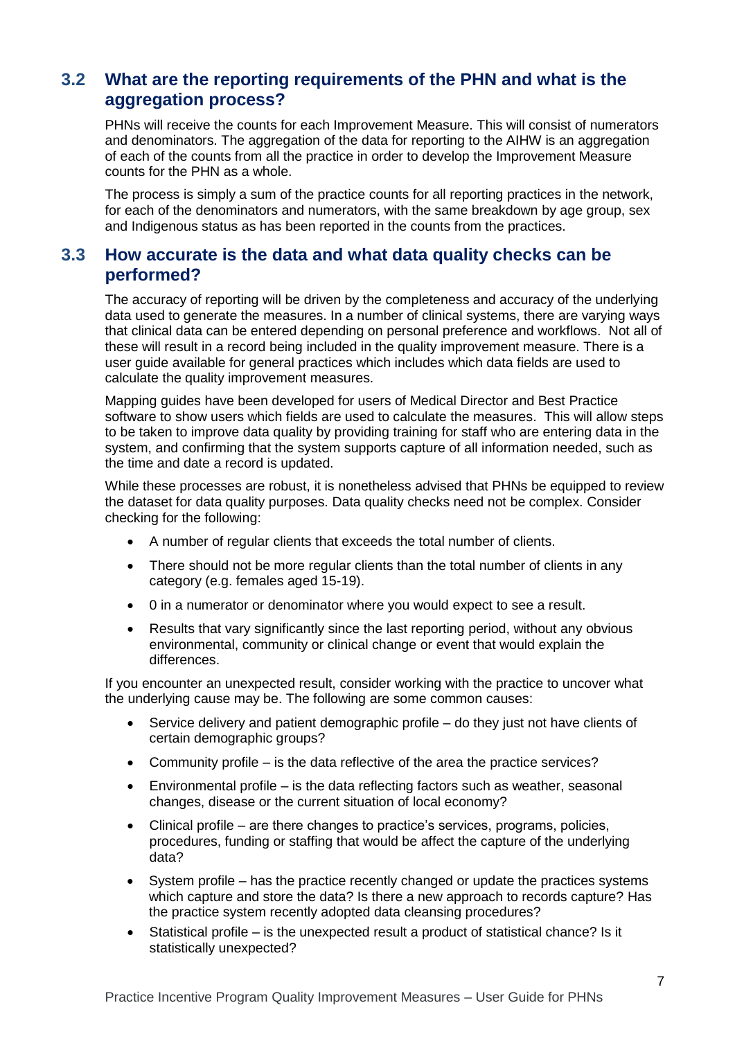## 3.2 What are the reporting requirements of the PHN and what is the aggregation process?

PHNs will receive the counts for each Improvement Measure. This will consist of numerators and denominators. The aggregation of the data for reporting to the AIHW is an aggregation of each of the counts from all the practice in order to develop the Improvement Measure counts for the PHN as a whole.

The process is simply a sum of the practice counts for all reporting practices in the network, for each of the denominators and numerators, with the same breakdown by age group, sex and Indigenous status as has been reported in the counts from the practices.

## 3.3 How accurate is the data and what data quality checks can be performed?

The accuracy of reporting will be driven by the completeness and accuracy of the underlying data used to generate the measures. In a number of clinical systems, there are varying ways that clinical data can be entered depending on personal preference and workflows. Not all of these will result in a record being included in the quality improvement measure. There is a user guide available for general practices which includes which data fields are used to calculate the quality improvement measures.

Mapping guides have been developed for users of Medical Director and Best Practice software to show users which fields are used to calculate the measures. This will allow steps to be taken to improve data quality by providing training for staff who are entering data in the system, and confirming that the system supports capture of all information needed, such as the time and date a record is updated.

While these processes are robust, it is nonetheless advised that PHNs be equipped to review the dataset for data quality purposes. Data quality checks need not be complex. Consider checking for the following:

- A number of regular clients that exceeds the total number of clients.
- There should not be more regular clients than the total number of clients in any category (e.g. females aged 15-19).
- 0 in a numerator or denominator where you would expect to see a result.
- Results that vary significantly since the last reporting period, without any obvious environmental, community or clinical change or event that would explain the differences.

If you encounter an unexpected result, consider working with the practice to uncover what the underlying cause may be. The following are some common causes:

- Service delivery and patient demographic profile – do they just not have clients of certain demographic groups?
- Community profile – is the data reflective of the area the practice services?
- Environmental profile – is the data reflecting factors such as weather, seasonal changes, disease or the current situation of local economy?
- Clinical profile – are there changes to practice's services, programs, policies, procedures, funding or staffing that would be affect the capture of the underlying data?
- System profile – has the practice recently changed or update the practices systems which capture and store the data? Is there a new approach to records capture? Has the practice system recently adopted data cleansing procedures?
- Statistical profile – is the unexpected result a product of statistical chance? Is it statistically unexpected?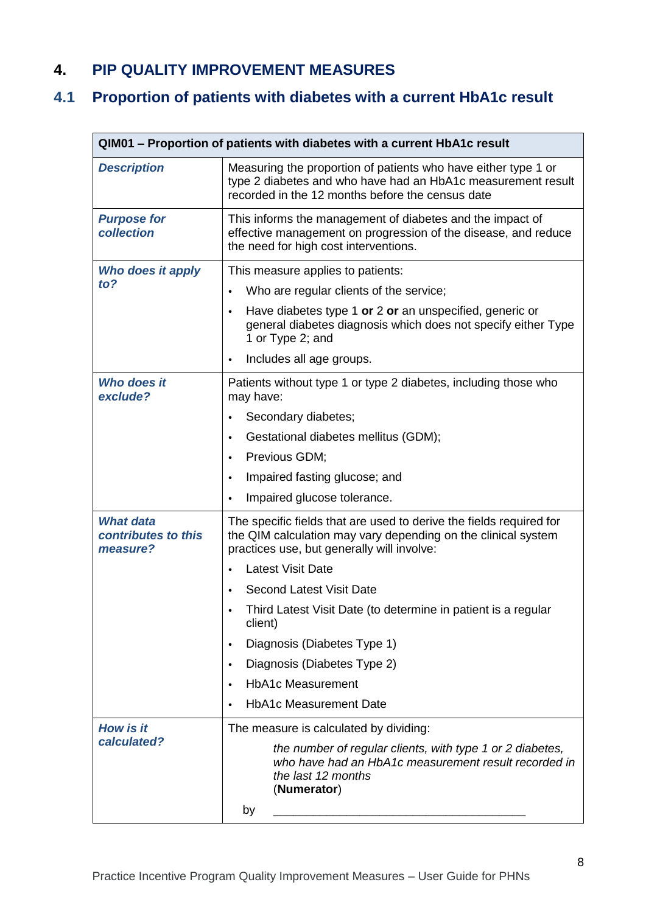# 4. PIP QUALITY IMPROVEMENT MEASURES

## 4.1 Proportion of patients with diabetes with a current HbA1c result

| QIM01 – Proportion of patients with diabetes with a current HbA1c result | |
|---|---|
| ***Description*** | Measuring the proportion of patients who have either type 1 or type 2 diabetes and who have had an HbA1c measurement result recorded in the 12 months before the census date |
| ***Purpose for collection*** | This informs the management of diabetes and the impact of effective management on progression of the disease, and reduce the need for high cost interventions. |
| ***Who does it apply to?*** | This measure applies to patients:<br>• Who are regular clients of the service;<br>• Have diabetes type 1 **or** 2 **or** an unspecified, generic or general diabetes diagnosis which does not specify either Type 1 or Type 2; and<br>• Includes all age groups. |
| ***Who does it exclude?*** | Patients without type 1 or type 2 diabetes, including those who may have:<br>• Secondary diabetes;<br>• Gestational diabetes mellitus (GDM);<br>• Previous GDM;<br>• Impaired fasting glucose; and<br>• Impaired glucose tolerance. |
| ***What data contributes to this measure?*** | The specific fields that are used to derive the fields required for the QIM calculation may vary depending on the clinical system practices use, but generally will involve:<br>• Latest Visit Date<br>• Second Latest Visit Date<br>• Third Latest Visit Date (to determine in patient is a regular client)<br>• Diagnosis (Diabetes Type 1)<br>• Diagnosis (Diabetes Type 2)<br>• HbA1c Measurement<br>• HbA1c Measurement Date |
| ***How is it calculated?*** | The measure is calculated by dividing:<br>*the number of regular clients, with type 1 or 2 diabetes, who have had an HbA1c measurement result recorded in the last 12 months*<br>(**Numerator**)<br>by ________________________________________ |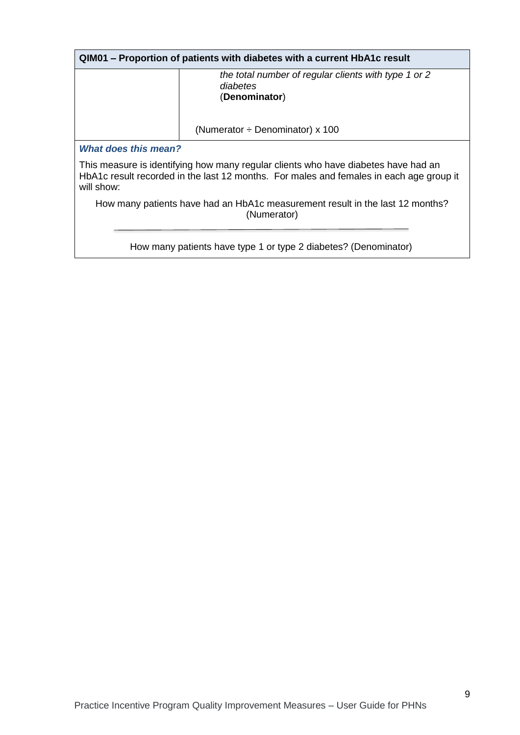| QIM01 – Proportion of patients with diabetes with a current HbA1c result | |
|---|---|
| | *the total number of regular clients with type 1 or 2 diabetes* (**Denominator**)<br><br>(Numerator ÷ Denominator) x 100 |

***What does this mean?***

This measure is identifying how many regular clients who have diabetes have had an HbA1c result recorded in the last 12 months. For males and females in each age group it will show:

How many patients have had an HbA1c measurement result in the last 12 months? (Numerator)

---

How many patients have type 1 or type 2 diabetes? (Denominator)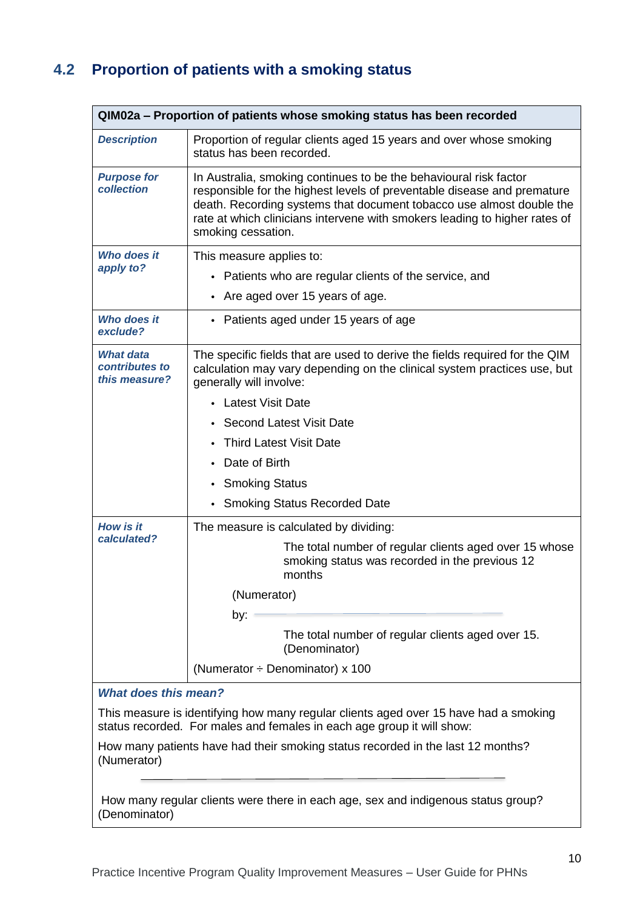## 4.2 Proportion of patients with a smoking status

| QIM02a – Proportion of patients whose smoking status has been recorded | |
|---|---|
| ***Description*** | Proportion of regular clients aged 15 years and over whose smoking status has been recorded. |
| ***Purpose for collection*** | In Australia, smoking continues to be the behavioural risk factor responsible for the highest levels of preventable disease and premature death. Recording systems that document tobacco use almost double the rate at which clinicians intervene with smokers leading to higher rates of smoking cessation. |
| ***Who does it apply to?*** | This measure applies to:<br>• Patients who are regular clients of the service, and<br>• Are aged over 15 years of age. |
| ***Who does it exclude?*** | • Patients aged under 15 years of age |
| ***What data contributes to this measure?*** | The specific fields that are used to derive the fields required for the QIM calculation may vary depending on the clinical system practices use, but generally will involve:<br>• Latest Visit Date<br>• Second Latest Visit Date<br>• Third Latest Visit Date<br>• Date of Birth<br>• Smoking Status<br>• Smoking Status Recorded Date |
| ***How is it calculated?*** | The measure is calculated by dividing:<br>The total number of regular clients aged over 15 whose smoking status was recorded in the previous 12 months<br>(Numerator)<br>by:<br>The total number of regular clients aged over 15. (Denominator)<br>(Numerator ÷ Denominator) x 100 |

***What does this mean?***

This measure is identifying how many regular clients aged over 15 have had a smoking status recorded. For males and females in each age group it will show:

How many patients have had their smoking status recorded in the last 12 months? (Numerator)

---

How many regular clients were there in each age, sex and indigenous status group? (Denominator)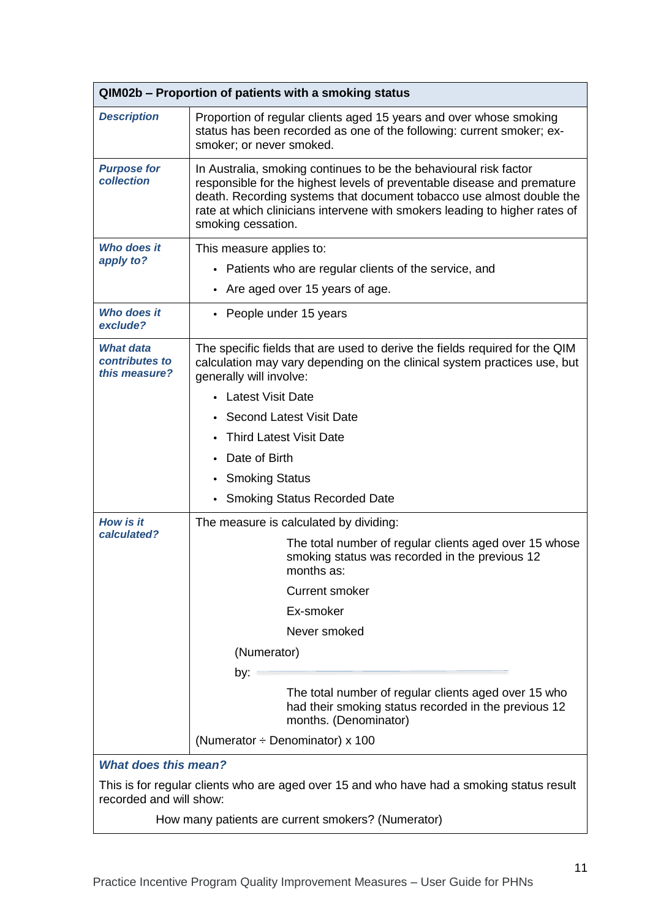| QIM02b – Proportion of patients with a smoking status | |
|---|---|
| ***Description*** | Proportion of regular clients aged 15 years and over whose smoking status has been recorded as one of the following: current smoker; ex-smoker; or never smoked. |
| ***Purpose for collection*** | In Australia, smoking continues to be the behavioural risk factor responsible for the highest levels of preventable disease and premature death. Recording systems that document tobacco use almost double the rate at which clinicians intervene with smokers leading to higher rates of smoking cessation. |
| ***Who does it apply to?*** | This measure applies to:<br>• Patients who are regular clients of the service, and<br>• Are aged over 15 years of age. |
| ***Who does it exclude?*** | • People under 15 years |
| ***What data contributes to this measure?*** | The specific fields that are used to derive the fields required for the QIM calculation may vary depending on the clinical system practices use, but generally will involve:<br>• Latest Visit Date<br>• Second Latest Visit Date<br>• Third Latest Visit Date<br>• Date of Birth<br>• Smoking Status<br>• Smoking Status Recorded Date |
| ***How is it calculated?*** | The measure is calculated by dividing:<br>The total number of regular clients aged over 15 whose smoking status was recorded in the previous 12 months as:<br>Current smoker<br>Ex-smoker<br>Never smoked<br>(Numerator)<br>by:<br>The total number of regular clients aged over 15 who had their smoking status recorded in the previous 12 months. (Denominator)<br>(Numerator ÷ Denominator) x 100 |

***What does this mean?***

This is for regular clients who are aged over 15 and who have had a smoking status result recorded and will show:

How many patients are current smokers? (Numerator)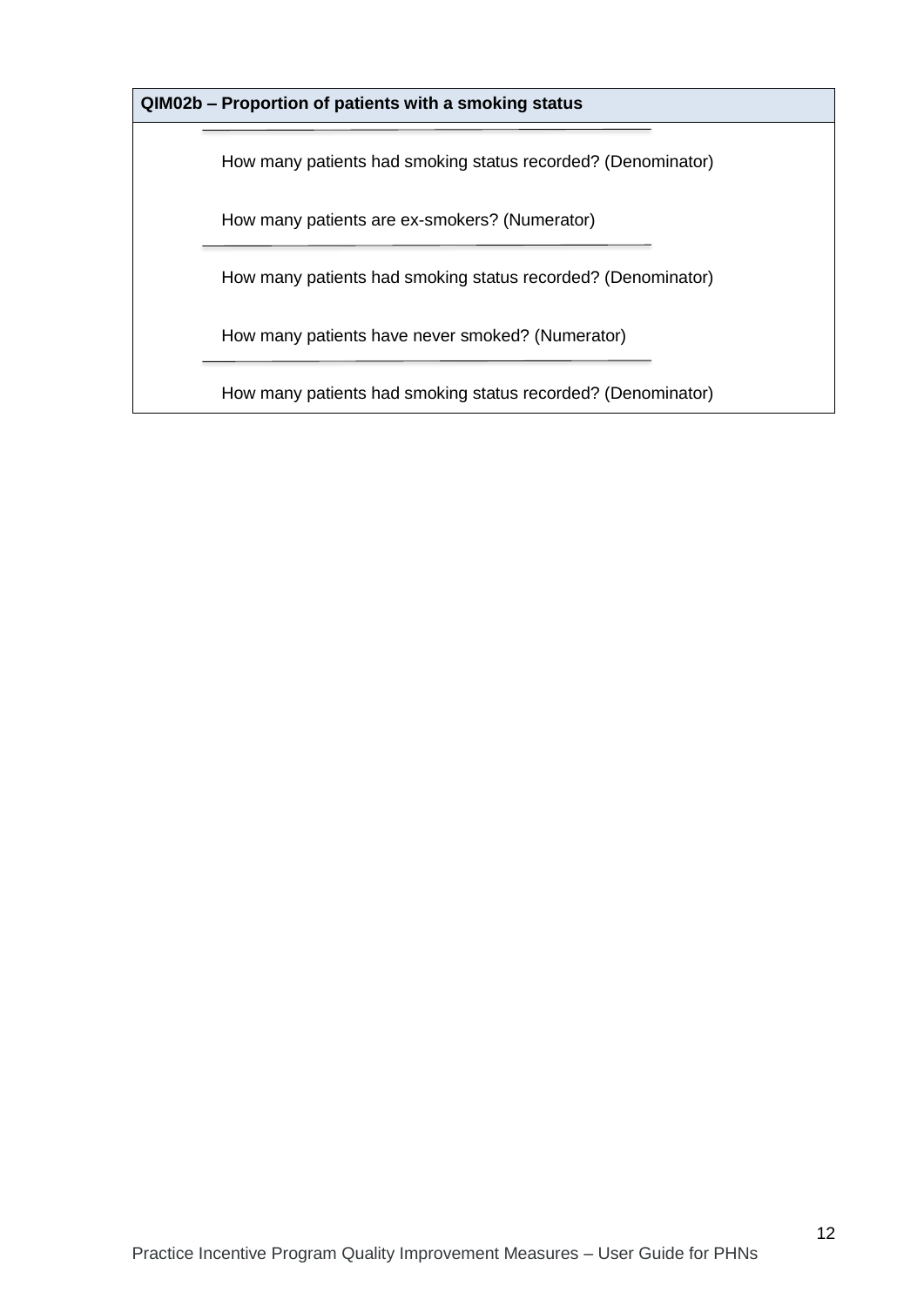| QIM02b – Proportion of patients with a smoking status |
| --- |
| How many patients had smoking status recorded? (Denominator) |
| How many patients are ex-smokers? (Numerator) |
| How many patients had smoking status recorded? (Denominator) |
| How many patients have never smoked? (Numerator) |
| How many patients had smoking status recorded? (Denominator) |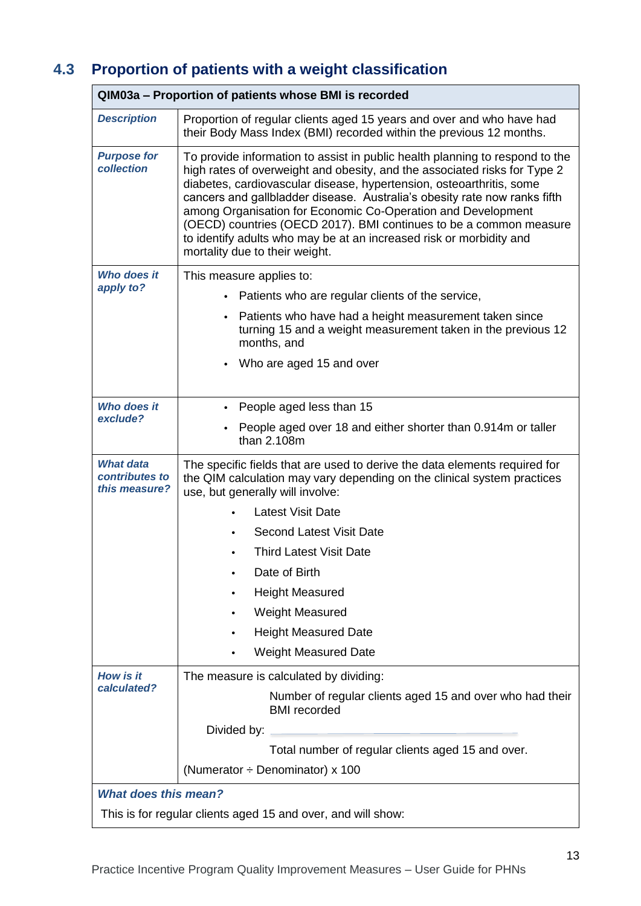## 4.3 Proportion of patients with a weight classification

| QIM03a – Proportion of patients whose BMI is recorded | |
|---|---|
| ***Description*** | Proportion of regular clients aged 15 years and over and who have had their Body Mass Index (BMI) recorded within the previous 12 months. |
| ***Purpose for collection*** | To provide information to assist in public health planning to respond to the high rates of overweight and obesity, and the associated risks for Type 2 diabetes, cardiovascular disease, hypertension, osteoarthritis, some cancers and gallbladder disease. Australia's obesity rate now ranks fifth among Organisation for Economic Co-Operation and Development (OECD) countries (OECD 2017). BMI continues to be a common measure to identify adults who may be at an increased risk or morbidity and mortality due to their weight. |
| ***Who does it apply to?*** | This measure applies to:<br>• Patients who are regular clients of the service,<br>• Patients who have had a height measurement taken since turning 15 and a weight measurement taken in the previous 12 months, and<br>• Who are aged 15 and over |
| ***Who does it exclude?*** | • People aged less than 15<br>• People aged over 18 and either shorter than 0.914m or taller than 2.108m |
| ***What data contributes to this measure?*** | The specific fields that are used to derive the data elements required for the QIM calculation may vary depending on the clinical system practices use, but generally will involve:<br>• Latest Visit Date<br>• Second Latest Visit Date<br>• Third Latest Visit Date<br>• Date of Birth<br>• Height Measured<br>• Weight Measured<br>• Height Measured Date<br>• Weight Measured Date |
| ***How is it calculated?*** | The measure is calculated by dividing:<br>Number of regular clients aged 15 and over who had their BMI recorded<br>Divided by:<br>Total number of regular clients aged 15 and over.<br>(Numerator ÷ Denominator) x 100 |
| ***What does this mean?*** | |
| This is for regular clients aged 15 and over, and will show: | |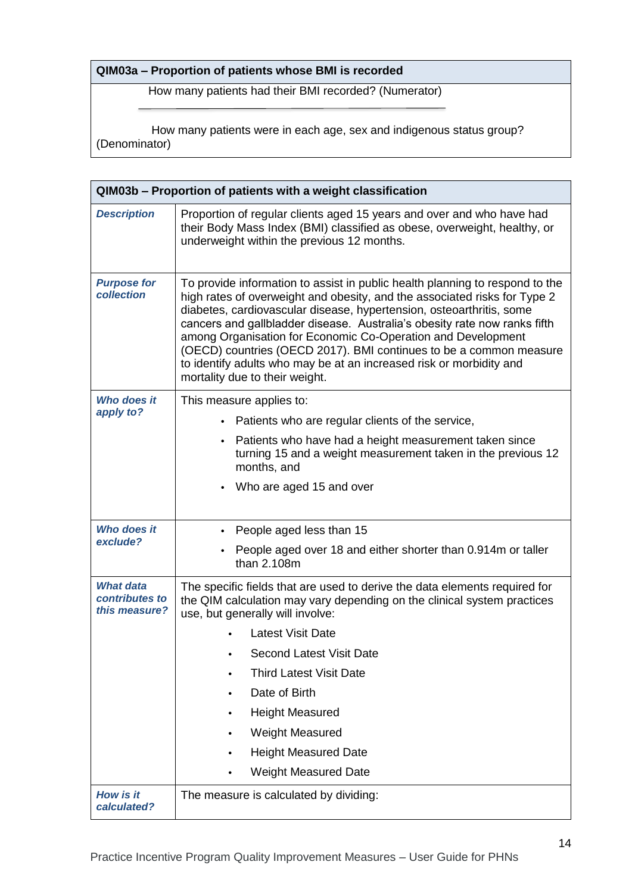| QIM03a – Proportion of patients whose BMI is recorded |
| --- |
| How many patients had their BMI recorded? (Numerator)<br><br>How many patients were in each age, sex and indigenous status group? (Denominator) |

| QIM03b – Proportion of patients with a weight classification | |
| --- | --- |
| ***Description*** | Proportion of regular clients aged 15 years and over and who have had their Body Mass Index (BMI) classified as obese, overweight, healthy, or underweight within the previous 12 months. |
| ***Purpose for collection*** | To provide information to assist in public health planning to respond to the high rates of overweight and obesity, and the associated risks for Type 2 diabetes, cardiovascular disease, hypertension, osteoarthritis, some cancers and gallbladder disease. Australia's obesity rate now ranks fifth among Organisation for Economic Co-Operation and Development (OECD) countries (OECD 2017). BMI continues to be a common measure to identify adults who may be at an increased risk or morbidity and mortality due to their weight. |
| ***Who does it apply to?*** | This measure applies to:<br>• Patients who are regular clients of the service,<br>• Patients who have had a height measurement taken since turning 15 and a weight measurement taken in the previous 12 months, and<br>• Who are aged 15 and over |
| ***Who does it exclude?*** | • People aged less than 15<br>• People aged over 18 and either shorter than 0.914m or taller than 2.108m |
| ***What data contributes to this measure?*** | The specific fields that are used to derive the data elements required for the QIM calculation may vary depending on the clinical system practices use, but generally will involve:<br>• Latest Visit Date<br>• Second Latest Visit Date<br>• Third Latest Visit Date<br>• Date of Birth<br>• Height Measured<br>• Weight Measured<br>• Height Measured Date<br>• Weight Measured Date |
| ***How is it calculated?*** | The measure is calculated by dividing: |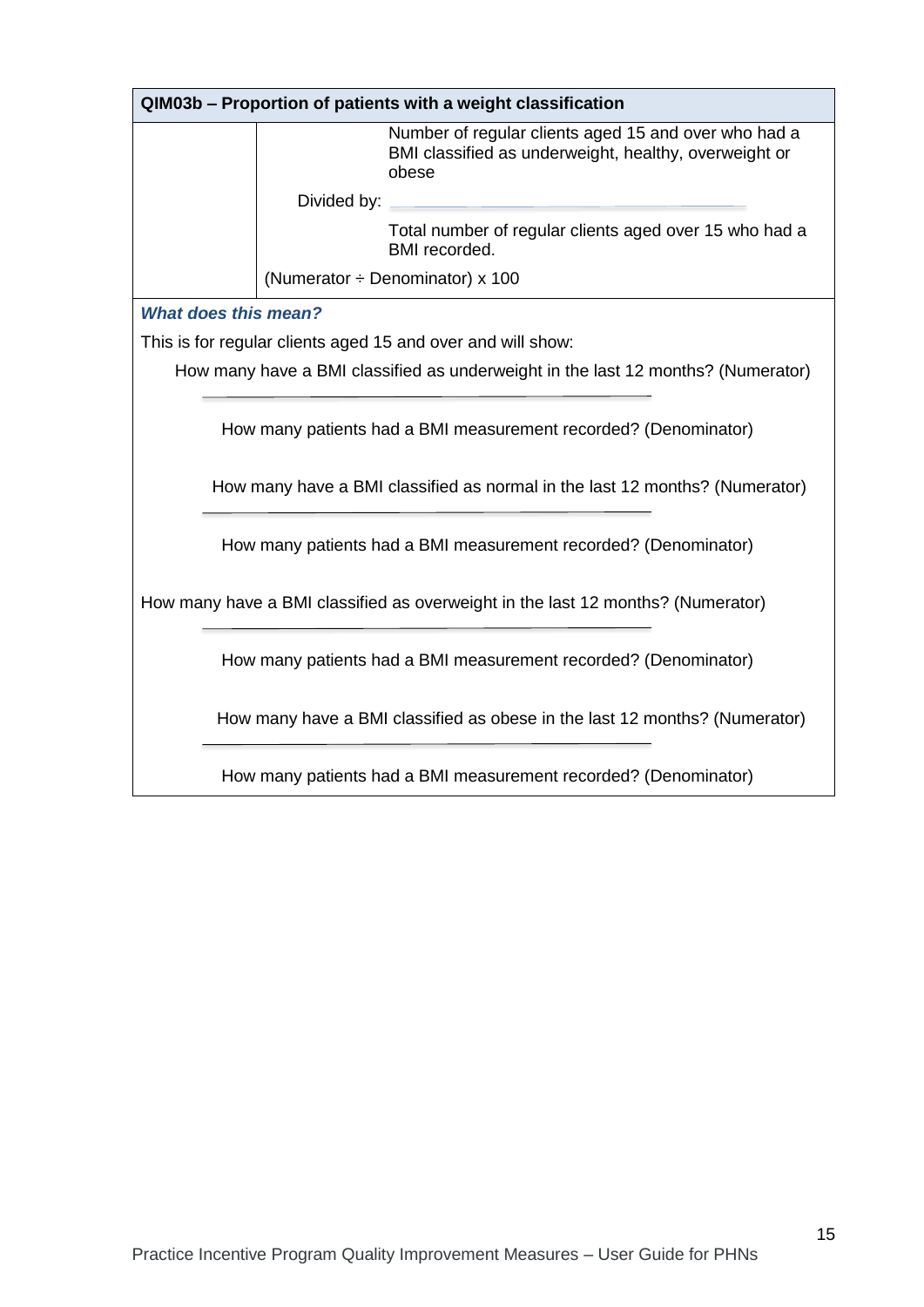| QIM03b – Proportion of patients with a weight classification | | |
|---|---|---|
| | | Number of regular clients aged 15 and over who had a BMI classified as underweight, healthy, overweight or obese |
| | Divided by: | |
| | | Total number of regular clients aged over 15 who had a BMI recorded. |
| | (Numerator ÷ Denominator) x 100 | |

***What does this mean?***

This is for regular clients aged 15 and over and will show:

$$\frac{\text{How many have a BMI classified as underweight in the last 12 months? (Numerator)}}{\text{How many patients had a BMI measurement recorded? (Denominator)}}$$

$$\frac{\text{How many have a BMI classified as normal in the last 12 months? (Numerator)}}{\text{How many patients had a BMI measurement recorded? (Denominator)}}$$

$$\frac{\text{How many have a BMI classified as overweight in the last 12 months? (Numerator)}}{\text{How many patients had a BMI measurement recorded? (Denominator)}}$$

$$\frac{\text{How many have a BMI classified as obese in the last 12 months? (Numerator)}}{\text{How many patients had a BMI measurement recorded? (Denominator)}}$$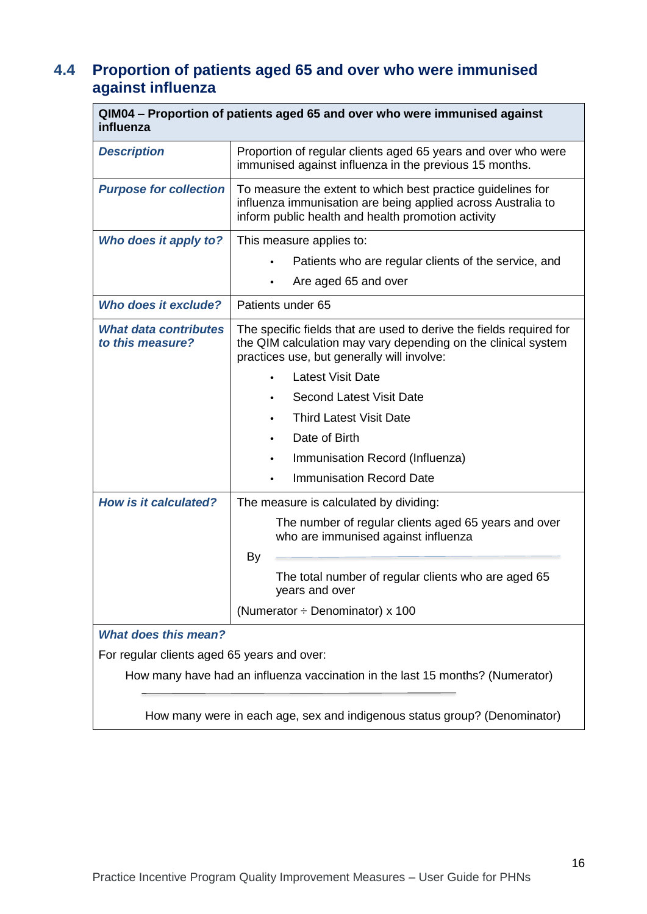## 4.4 Proportion of patients aged 65 and over who were immunised against influenza

| QIM04 – Proportion of patients aged 65 and over who were immunised against influenza | |
|---|---|
| ***Description*** | Proportion of regular clients aged 65 years and over who were immunised against influenza in the previous 15 months. |
| ***Purpose for collection*** | To measure the extent to which best practice guidelines for influenza immunisation are being applied across Australia to inform public health and health promotion activity |
| ***Who does it apply to?*** | This measure applies to:<br>• Patients who are regular clients of the service, and<br>• Are aged 65 and over |
| ***Who does it exclude?*** | Patients under 65 |
| ***What data contributes to this measure?*** | The specific fields that are used to derive the fields required for the QIM calculation may vary depending on the clinical system practices use, but generally will involve:<br>• Latest Visit Date<br>• Second Latest Visit Date<br>• Third Latest Visit Date<br>• Date of Birth<br>• Immunisation Record (Influenza)<br>• Immunisation Record Date |
| ***How is it calculated?*** | The measure is calculated by dividing:<br>The number of regular clients aged 65 years and over who are immunised against influenza<br>By<br>The total number of regular clients who are aged 65 years and over<br>(Numerator ÷ Denominator) x 100 |

***What does this mean?***

For regular clients aged 65 years and over:

How many have had an influenza vaccination in the last 15 months? (Numerator)

---

How many were in each age, sex and indigenous status group? (Denominator)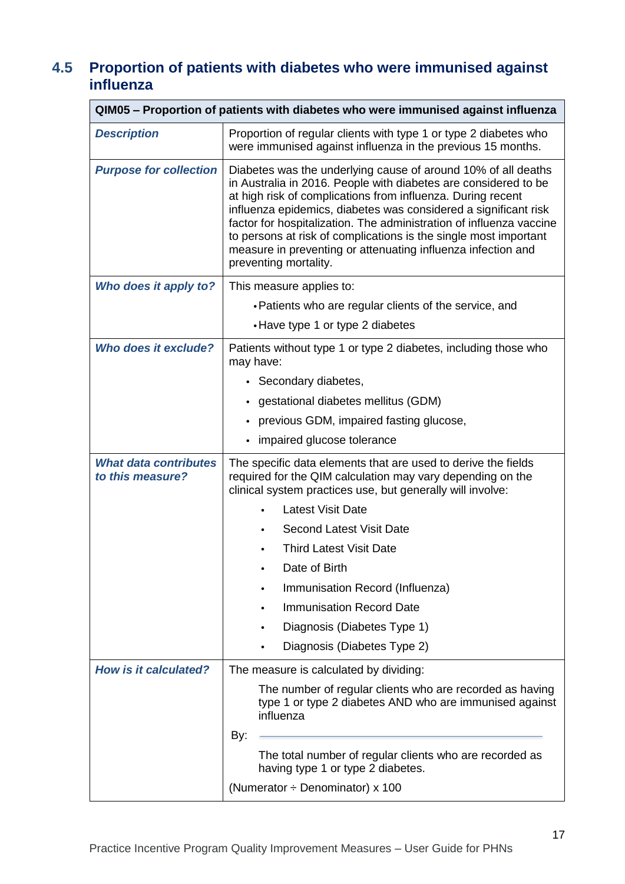## 4.5 Proportion of patients with diabetes who were immunised against influenza

| QIM05 – Proportion of patients with diabetes who were immunised against influenza | |
|---|---|
| ***Description*** | Proportion of regular clients with type 1 or type 2 diabetes who were immunised against influenza in the previous 15 months. |
| ***Purpose for collection*** | Diabetes was the underlying cause of around 10% of all deaths in Australia in 2016. People with diabetes are considered to be at high risk of complications from influenza. During recent influenza epidemics, diabetes was considered a significant risk factor for hospitalization. The administration of influenza vaccine to persons at risk of complications is the single most important measure in preventing or attenuating influenza infection and preventing mortality. |
| ***Who does it apply to?*** | This measure applies to: <br> • Patients who are regular clients of the service, and <br> • Have type 1 or type 2 diabetes |
| ***Who does it exclude?*** | Patients without type 1 or type 2 diabetes, including those who may have: <br> • Secondary diabetes, <br> • gestational diabetes mellitus (GDM) <br> • previous GDM, impaired fasting glucose, <br> • impaired glucose tolerance |
| ***What data contributes to this measure?*** | The specific data elements that are used to derive the fields required for the QIM calculation may vary depending on the clinical system practices use, but generally will involve: <br> • Latest Visit Date <br> • Second Latest Visit Date <br> • Third Latest Visit Date <br> • Date of Birth <br> • Immunisation Record (Influenza) <br> • Immunisation Record Date <br> • Diagnosis (Diabetes Type 1) <br> • Diagnosis (Diabetes Type 2) |
| ***How is it calculated?*** | The measure is calculated by dividing: <br> The number of regular clients who are recorded as having type 1 or type 2 diabetes AND who are immunised against influenza <br> By: <br> The total number of regular clients who are recorded as having type 1 or type 2 diabetes. <br> (Numerator ÷ Denominator) x 100 |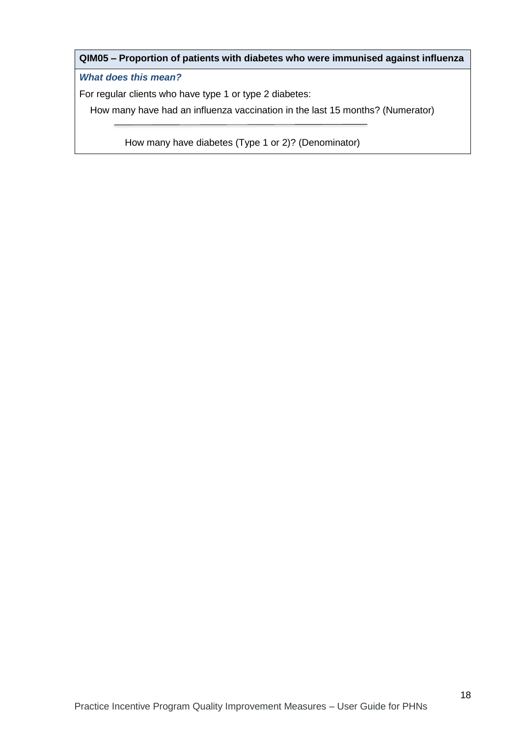**QIM05 – Proportion of patients with diabetes who were immunised against influenza**

***What does this mean?***

For regular clients who have type 1 or type 2 diabetes:

$$\frac{\text{How many have had an influenza vaccination in the last 15 months? (Numerator)}}{\text{How many have diabetes (Type 1 or 2)? (Denominator)}}$$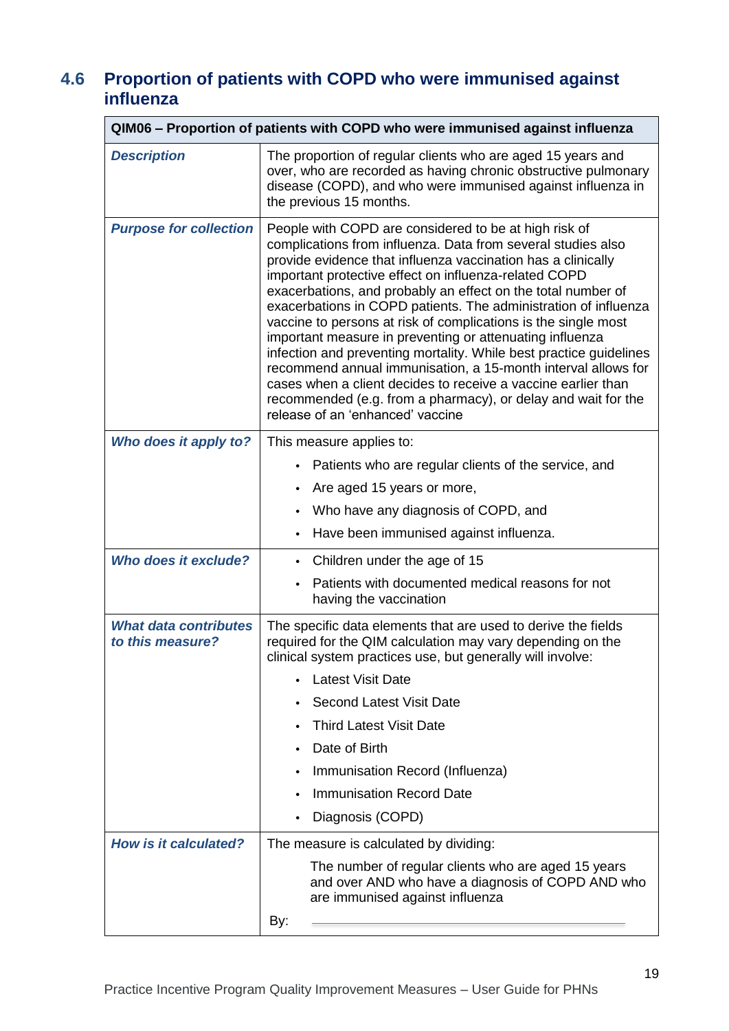## 4.6 Proportion of patients with COPD who were immunised against influenza

| QIM06 – Proportion of patients with COPD who were immunised against influenza | |
|---|---|
| ***Description*** | The proportion of regular clients who are aged 15 years and over, who are recorded as having chronic obstructive pulmonary disease (COPD), and who were immunised against influenza in the previous 15 months. |
| ***Purpose for collection*** | People with COPD are considered to be at high risk of complications from influenza. Data from several studies also provide evidence that influenza vaccination has a clinically important protective effect on influenza-related COPD exacerbations, and probably an effect on the total number of exacerbations in COPD patients. The administration of influenza vaccine to persons at risk of complications is the single most important measure in preventing or attenuating influenza infection and preventing mortality. While best practice guidelines recommend annual immunisation, a 15-month interval allows for cases when a client decides to receive a vaccine earlier than recommended (e.g. from a pharmacy), or delay and wait for the release of an 'enhanced' vaccine |
| ***Who does it apply to?*** | This measure applies to:<br>• Patients who are regular clients of the service, and<br>• Are aged 15 years or more,<br>• Who have any diagnosis of COPD, and<br>• Have been immunised against influenza. |
| ***Who does it exclude?*** | • Children under the age of 15<br>• Patients with documented medical reasons for not having the vaccination |
| ***What data contributes to this measure?*** | The specific data elements that are used to derive the fields required for the QIM calculation may vary depending on the clinical system practices use, but generally will involve:<br>• Latest Visit Date<br>• Second Latest Visit Date<br>• Third Latest Visit Date<br>• Date of Birth<br>• Immunisation Record (Influenza)<br>• Immunisation Record Date<br>• Diagnosis (COPD) |
| ***How is it calculated?*** | The measure is calculated by dividing:<br>The number of regular clients who are aged 15 years and over AND who have a diagnosis of COPD AND who are immunised against influenza<br>By: |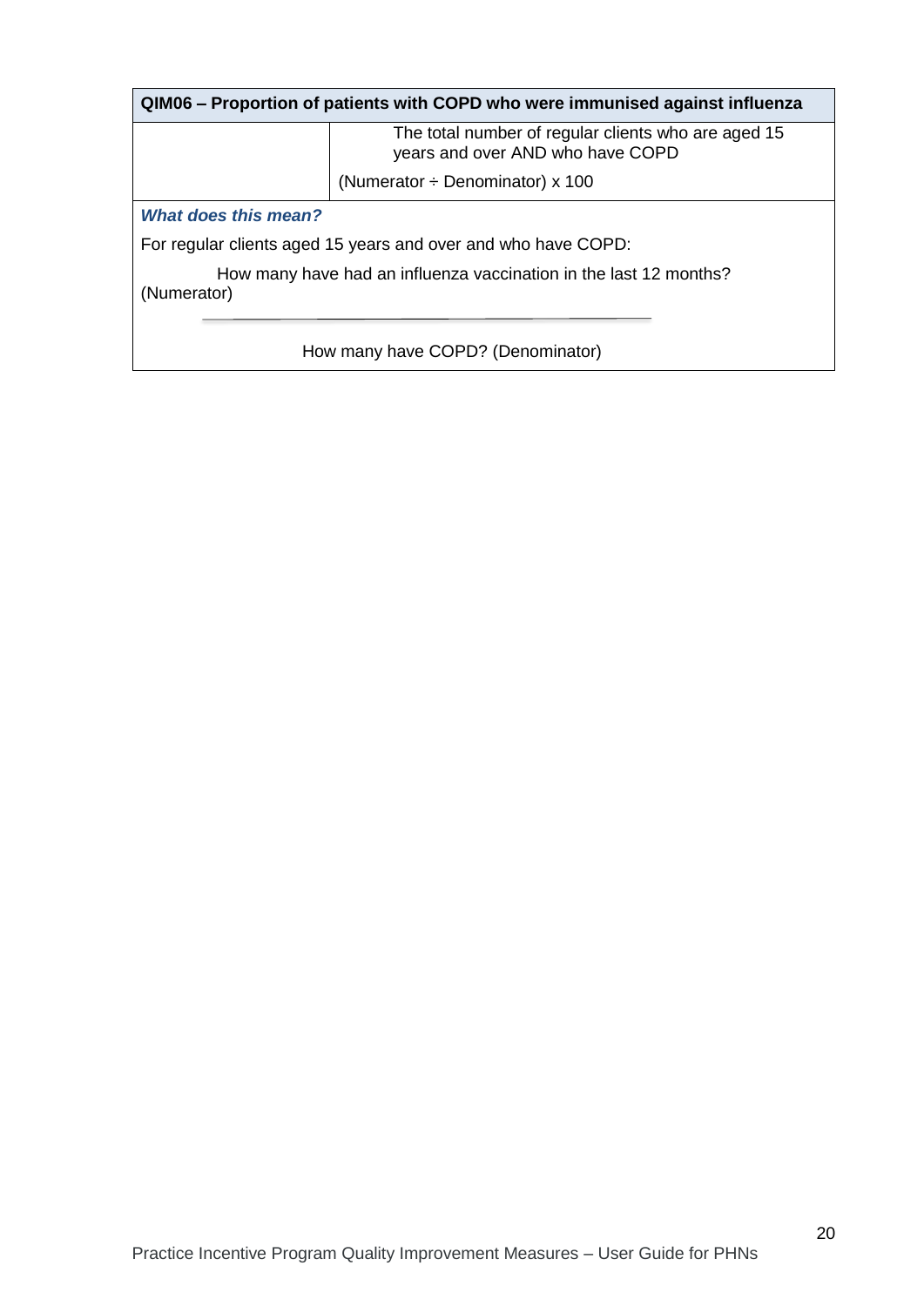| QIM06 – Proportion of patients with COPD who were immunised against influenza | |
|---|---|
| | The total number of regular clients who are aged 15 years and over AND who have COPD |
| | (Numerator ÷ Denominator) x 100 |

***What does this mean?***

For regular clients aged 15 years and over and who have COPD:

$$\frac{\text{How many have had an influenza vaccination in the last 12 months? (Numerator)}}{\text{How many have COPD? (Denominator)}}$$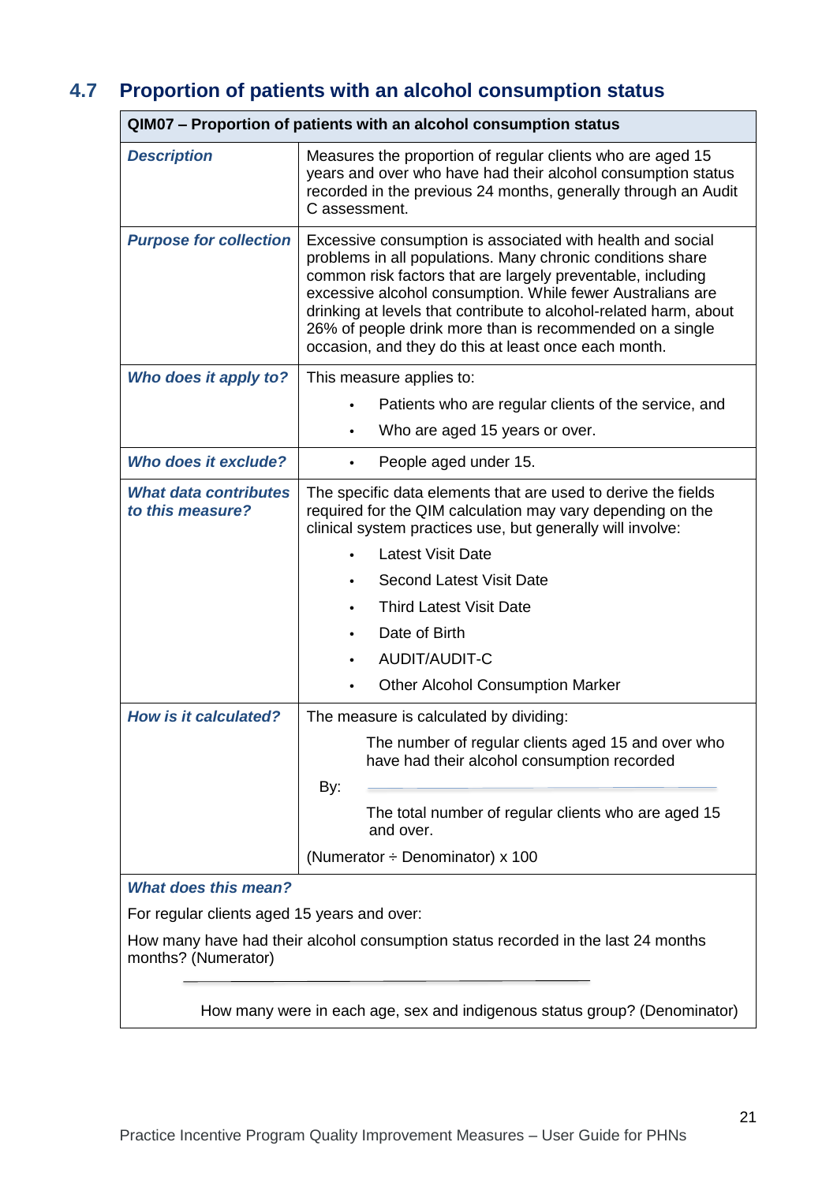## 4.7 Proportion of patients with an alcohol consumption status

| QIM07 – Proportion of patients with an alcohol consumption status | |
|---|---|
| ***Description*** | Measures the proportion of regular clients who are aged 15 years and over who have had their alcohol consumption status recorded in the previous 24 months, generally through an Audit C assessment. |
| ***Purpose for collection*** | Excessive consumption is associated with health and social problems in all populations. Many chronic conditions share common risk factors that are largely preventable, including excessive alcohol consumption. While fewer Australians are drinking at levels that contribute to alcohol-related harm, about 26% of people drink more than is recommended on a single occasion, and they do this at least once each month. |
| ***Who does it apply to?*** | This measure applies to:<br>• Patients who are regular clients of the service, and<br>• Who are aged 15 years or over. |
| ***Who does it exclude?*** | • People aged under 15. |
| ***What data contributes to this measure?*** | The specific data elements that are used to derive the fields required for the QIM calculation may vary depending on the clinical system practices use, but generally will involve:<br>• Latest Visit Date<br>• Second Latest Visit Date<br>• Third Latest Visit Date<br>• Date of Birth<br>• AUDIT/AUDIT-C<br>• Other Alcohol Consumption Marker |
| ***How is it calculated?*** | The measure is calculated by dividing:<br>The number of regular clients aged 15 and over who have had their alcohol consumption recorded<br>By:<br>The total number of regular clients who are aged 15 and over.<br>(Numerator ÷ Denominator) x 100 |

***What does this mean?***

For regular clients aged 15 years and over:

How many have had their alcohol consumption status recorded in the last 24 months months? (Numerator)

---

How many were in each age, sex and indigenous status group? (Denominator)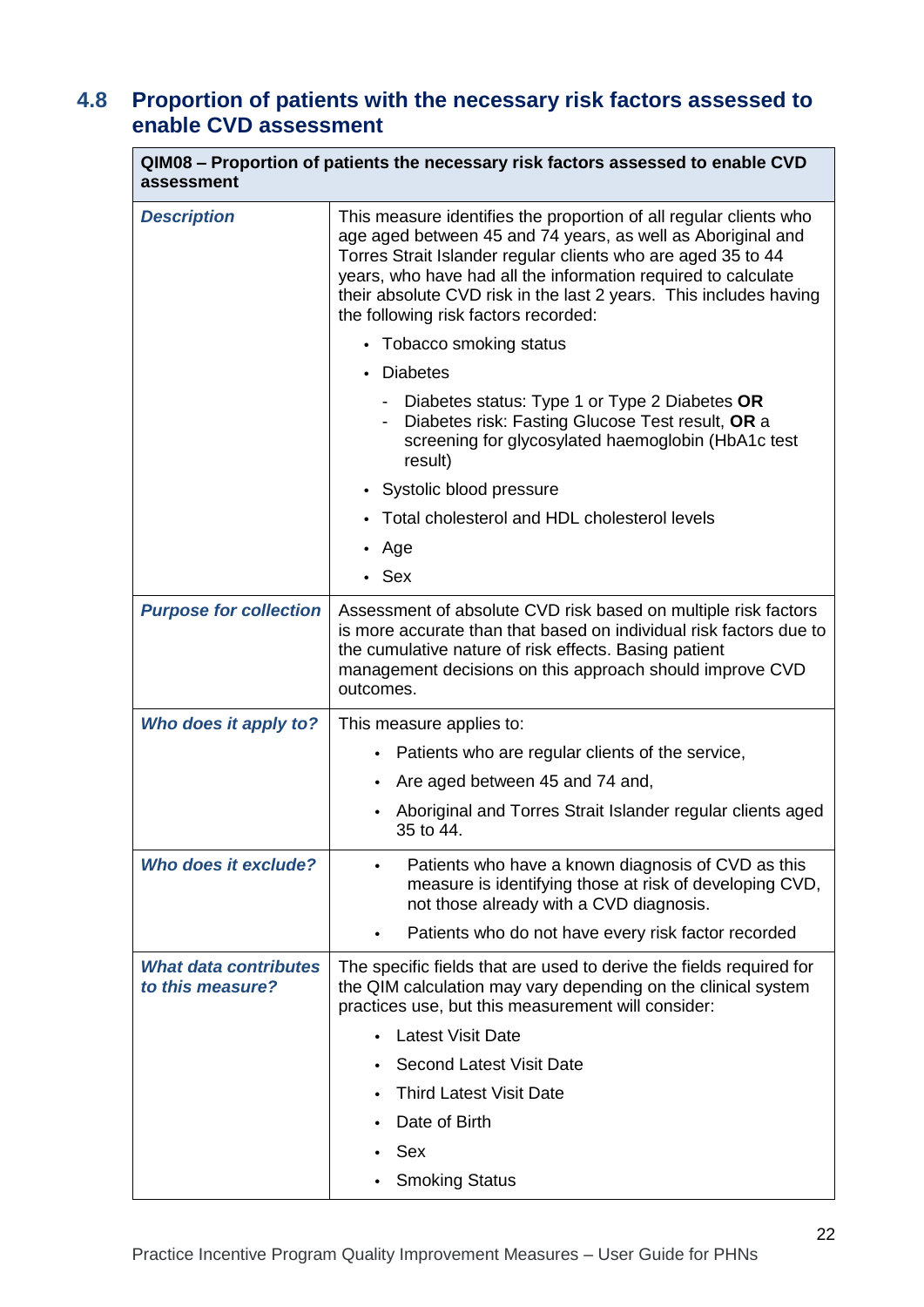## 4.8 Proportion of patients with the necessary risk factors assessed to enable CVD assessment

| QIM08 – Proportion of patients the necessary risk factors assessed to enable CVD assessment | |
|---|---|
| ***Description*** | This measure identifies the proportion of all regular clients who age aged between 45 and 74 years, as well as Aboriginal and Torres Strait Islander regular clients who are aged 35 to 44 years, who have had all the information required to calculate their absolute CVD risk in the last 2 years. This includes having the following risk factors recorded:<br>• Tobacco smoking status<br>• Diabetes<br>  - Diabetes status: Type 1 or Type 2 Diabetes **OR**<br>  - Diabetes risk: Fasting Glucose Test result, **OR** a screening for glycosylated haemoglobin (HbA1c test result)<br>• Systolic blood pressure<br>• Total cholesterol and HDL cholesterol levels<br>• Age<br>• Sex |
| ***Purpose for collection*** | Assessment of absolute CVD risk based on multiple risk factors is more accurate than that based on individual risk factors due to the cumulative nature of risk effects. Basing patient management decisions on this approach should improve CVD outcomes. |
| ***Who does it apply to?*** | This measure applies to:<br>• Patients who are regular clients of the service,<br>• Are aged between 45 and 74 and,<br>• Aboriginal and Torres Strait Islander regular clients aged 35 to 44. |
| ***Who does it exclude?*** | • Patients who have a known diagnosis of CVD as this measure is identifying those at risk of developing CVD, not those already with a CVD diagnosis.<br>• Patients who do not have every risk factor recorded |
| ***What data contributes to this measure?*** | The specific fields that are used to derive the fields required for the QIM calculation may vary depending on the clinical system practices use, but this measurement will consider:<br>• Latest Visit Date<br>• Second Latest Visit Date<br>• Third Latest Visit Date<br>• Date of Birth<br>• Sex<br>• Smoking Status |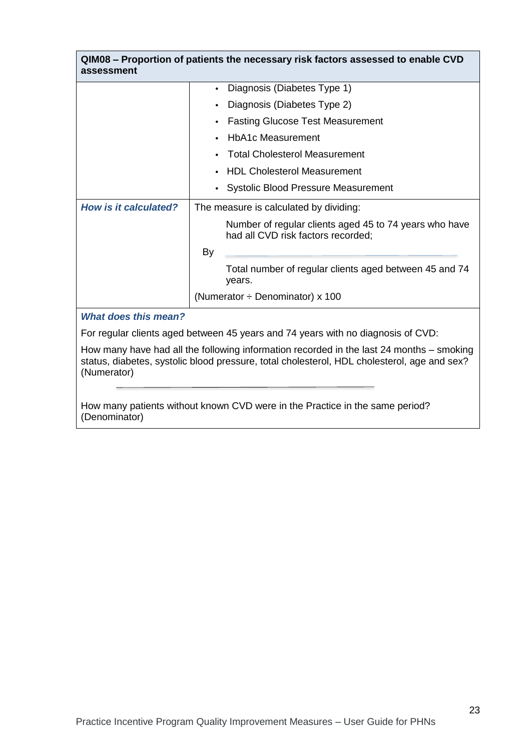| QIM08 – Proportion of patients the necessary risk factors assessed to enable CVD assessment | |
|---|---|
| | • Diagnosis (Diabetes Type 1)<br>• Diagnosis (Diabetes Type 2)<br>• Fasting Glucose Test Measurement<br>• HbA1c Measurement<br>• Total Cholesterol Measurement<br>• HDL Cholesterol Measurement<br>• Systolic Blood Pressure Measurement |
| ***How is it calculated?*** | The measure is calculated by dividing:<br>Number of regular clients aged 45 to 74 years who have had all CVD risk factors recorded;<br>By<br>Total number of regular clients aged between 45 and 74 years.<br>(Numerator ÷ Denominator) x 100 |

***What does this mean?***

For regular clients aged between 45 years and 74 years with no diagnosis of CVD:

How many have had all the following information recorded in the last 24 months – smoking status, diabetes, systolic blood pressure, total cholesterol, HDL cholesterol, age and sex? (Numerator)

How many patients without known CVD were in the Practice in the same period? (Denominator)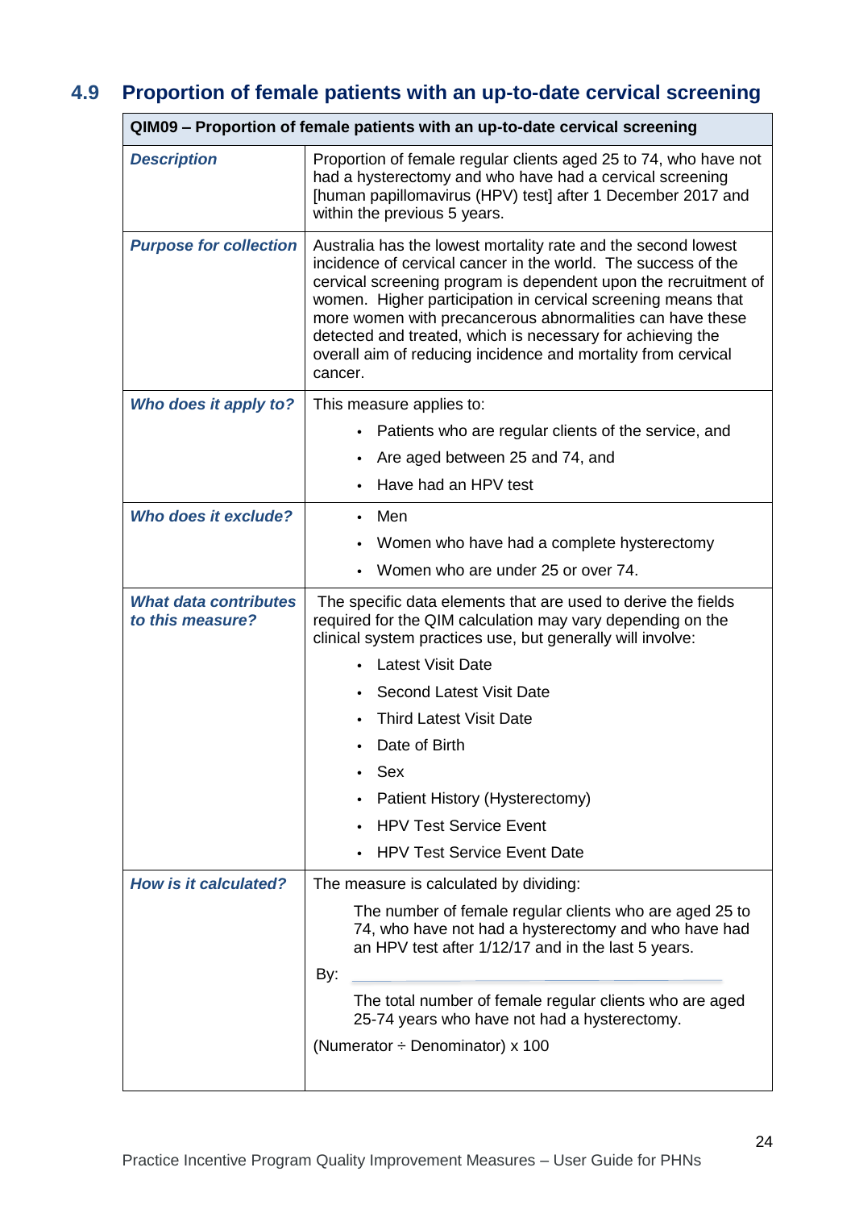## 4.9 Proportion of female patients with an up-to-date cervical screening

| QIM09 – Proportion of female patients with an up-to-date cervical screening | |
|---|---|
| ***Description*** | Proportion of female regular clients aged 25 to 74, who have not had a hysterectomy and who have had a cervical screening [human papillomavirus (HPV) test] after 1 December 2017 and within the previous 5 years. |
| ***Purpose for collection*** | Australia has the lowest mortality rate and the second lowest incidence of cervical cancer in the world. The success of the cervical screening program is dependent upon the recruitment of women. Higher participation in cervical screening means that more women with precancerous abnormalities can have these detected and treated, which is necessary for achieving the overall aim of reducing incidence and mortality from cervical cancer. |
| ***Who does it apply to?*** | This measure applies to:<br>• Patients who are regular clients of the service, and<br>• Are aged between 25 and 74, and<br>• Have had an HPV test |
| ***Who does it exclude?*** | • Men<br>• Women who have had a complete hysterectomy<br>• Women who are under 25 or over 74. |
| ***What data contributes to this measure?*** | The specific data elements that are used to derive the fields required for the QIM calculation may vary depending on the clinical system practices use, but generally will involve:<br>• Latest Visit Date<br>• Second Latest Visit Date<br>• Third Latest Visit Date<br>• Date of Birth<br>• Sex<br>• Patient History (Hysterectomy)<br>• HPV Test Service Event<br>• HPV Test Service Event Date |
| ***How is it calculated?*** | The measure is calculated by dividing:<br>The number of female regular clients who are aged 25 to 74, who have not had a hysterectomy and who have had an HPV test after 1/12/17 and in the last 5 years.<br>By:<br>The total number of female regular clients who are aged 25-74 years who have not had a hysterectomy.<br>(Numerator ÷ Denominator) x 100 |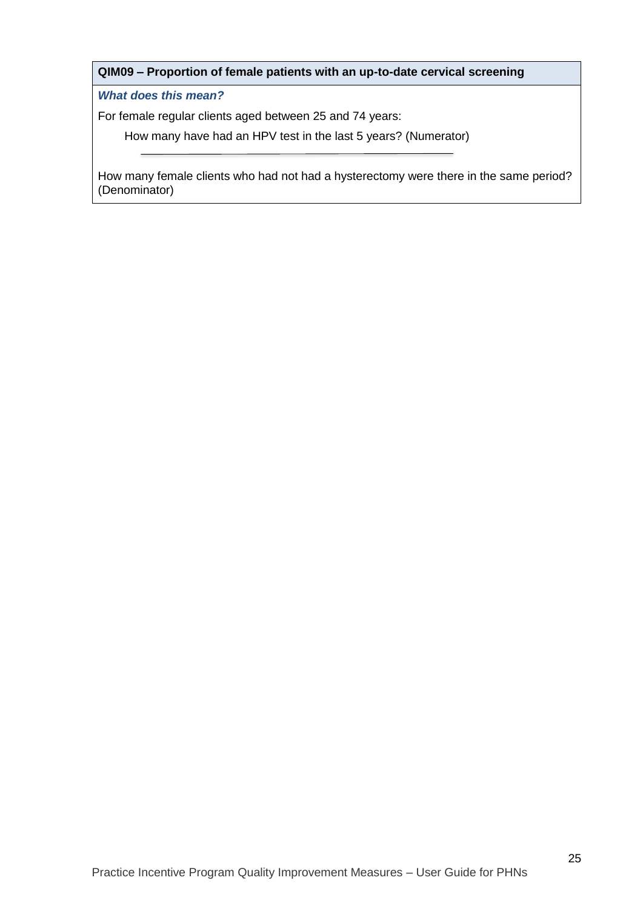**QIM09 – Proportion of female patients with an up-to-date cervical screening**

***What does this mean?***

For female regular clients aged between 25 and 74 years:

How many have had an HPV test in the last 5 years? (Numerator)

---

How many female clients who had not had a hysterectomy were there in the same period? (Denominator)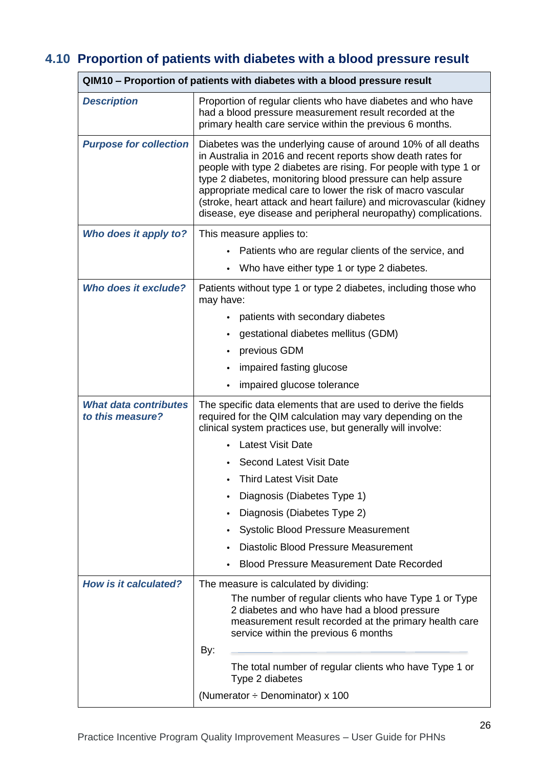## 4.10 Proportion of patients with diabetes with a blood pressure result

| QIM10 – Proportion of patients with diabetes with a blood pressure result | |
|---|---|
| ***Description*** | Proportion of regular clients who have diabetes and who have had a blood pressure measurement result recorded at the primary health care service within the previous 6 months. |
| ***Purpose for collection*** | Diabetes was the underlying cause of around 10% of all deaths in Australia in 2016 and recent reports show death rates for people with type 2 diabetes are rising. For people with type 1 or type 2 diabetes, monitoring blood pressure can help assure appropriate medical care to lower the risk of macro vascular (stroke, heart attack and heart failure) and microvascular (kidney disease, eye disease and peripheral neuropathy) complications. |
| ***Who does it apply to?*** | This measure applies to:<br>• Patients who are regular clients of the service, and<br>• Who have either type 1 or type 2 diabetes. |
| ***Who does it exclude?*** | Patients without type 1 or type 2 diabetes, including those who may have:<br>• patients with secondary diabetes<br>• gestational diabetes mellitus (GDM)<br>• previous GDM<br>• impaired fasting glucose<br>• impaired glucose tolerance |
| ***What data contributes to this measure?*** | The specific data elements that are used to derive the fields required for the QIM calculation may vary depending on the clinical system practices use, but generally will involve:<br>• Latest Visit Date<br>• Second Latest Visit Date<br>• Third Latest Visit Date<br>• Diagnosis (Diabetes Type 1)<br>• Diagnosis (Diabetes Type 2)<br>• Systolic Blood Pressure Measurement<br>• Diastolic Blood Pressure Measurement<br>• Blood Pressure Measurement Date Recorded |
| ***How is it calculated?*** | The measure is calculated by dividing:<br>The number of regular clients who have Type 1 or Type 2 diabetes and who have had a blood pressure measurement result recorded at the primary health care service within the previous 6 months<br>By:<br>The total number of regular clients who have Type 1 or Type 2 diabetes<br>(Numerator ÷ Denominator) x 100 |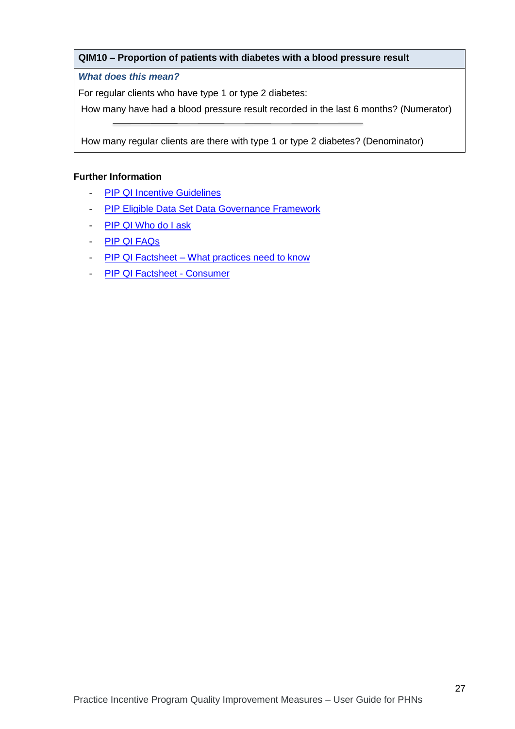| QIM10 – Proportion of patients with diabetes with a blood pressure result |
| --- |
| ***What does this mean?*** |
| For regular clients who have type 1 or type 2 diabetes: |
| How many have had a blood pressure result recorded in the last 6 months? (Numerator) |
| How many regular clients are there with type 1 or type 2 diabetes? (Denominator) |

**Further Information**

- PIP QI Incentive Guidelines
- PIP Eligible Data Set Data Governance Framework
- PIP QI Who do I ask
- PIP QI FAQs
- PIP QI Factsheet – What practices need to know
- PIP QI Factsheet - Consumer